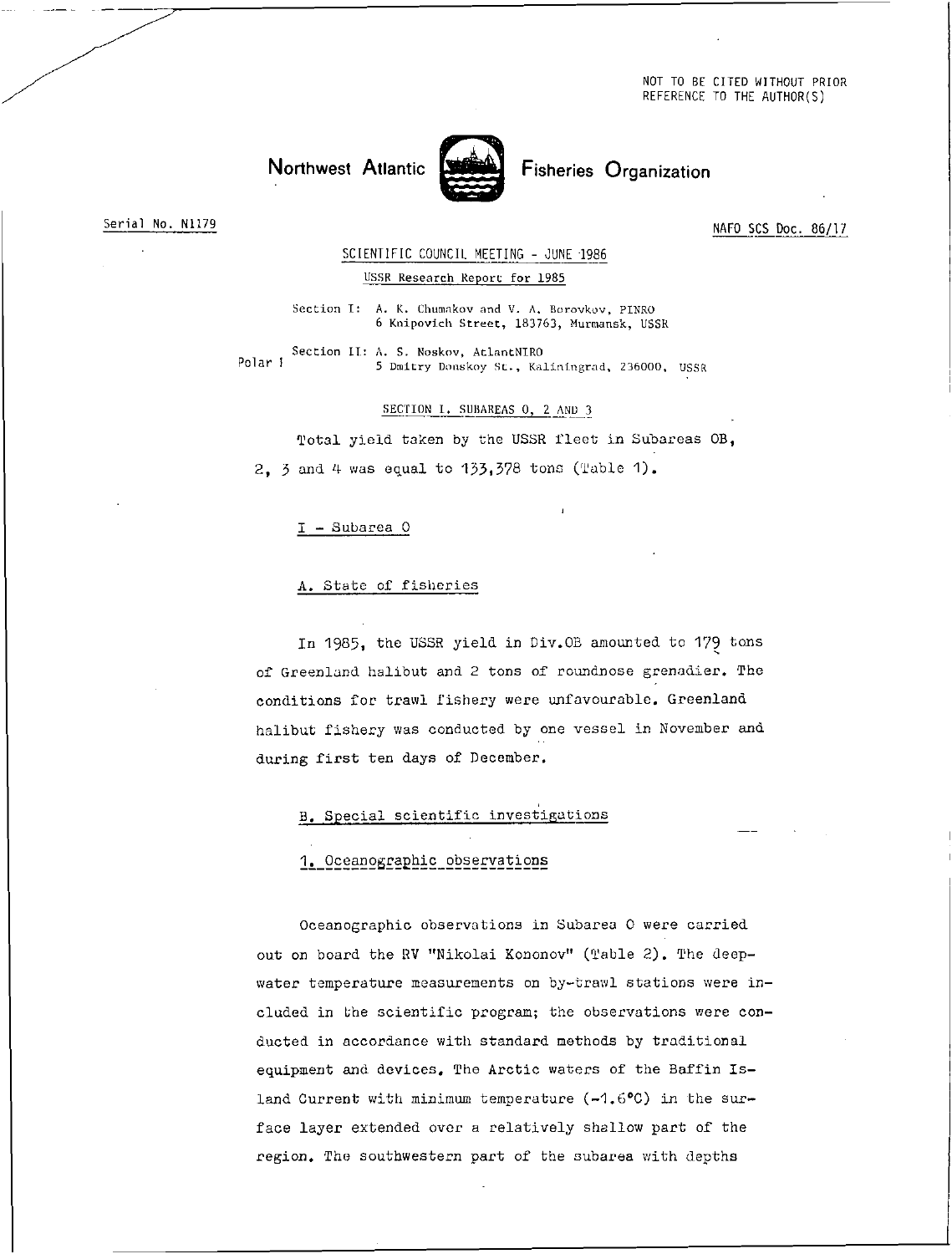NOT TO BE CITED WITHOUT PRIOR REFERENCE TO THE AUTHOR(S)

# Northwest Atlantic Fisheries Organization

Serial No. N1179

NAFO SCS Doc. 86/17

SCIENTIFIC COUNCIL MEETING - JUNE 1986

USSR Research Report for 1985

Section I: A. K. Chumakov and V. A. Borovkov, PINRO
6 Knipovich Street, 183763, Murmansk, USSR

Section II: A. S. Noskov, AtlantNIRO
5 Dmitry Donskoy St., Kaliningrad, 236000, USSR

## SECTION I. SUBAREAS 0, 2 AND 3

Total yield taken by the USSR fleet in Subareas OB, 2, 3 and 4 was equal to 133,378 tons (Table 1).

### I - Subarea 0

#### A. State of fisheries

In 1985, the USSR yield in Div.OB amounted to 179 tons of Greenland halibut and 2 tons of roundnose grenadier. The conditions for trawl fishery were unfavourable. Greenland halibut fishery was conducted by one vessel in November and during first ten days of December.

#### B. Special scientific investigations

##### 1. Oceanographic observations

Oceanographic observations in Subarea 0 were carried out on board the RV "Nikolai Kononov" (Table 2). The deep-water temperature measurements on by-trawl stations were included in the scientific program; the observations were conducted in accordance with standard methods by traditional equipment and devices. The Arctic waters of the Baffin Island Current with minimum temperature (-1.6°C) in the surface layer extended over a relatively shallow part of the region. The southwestern part of the subarea with depths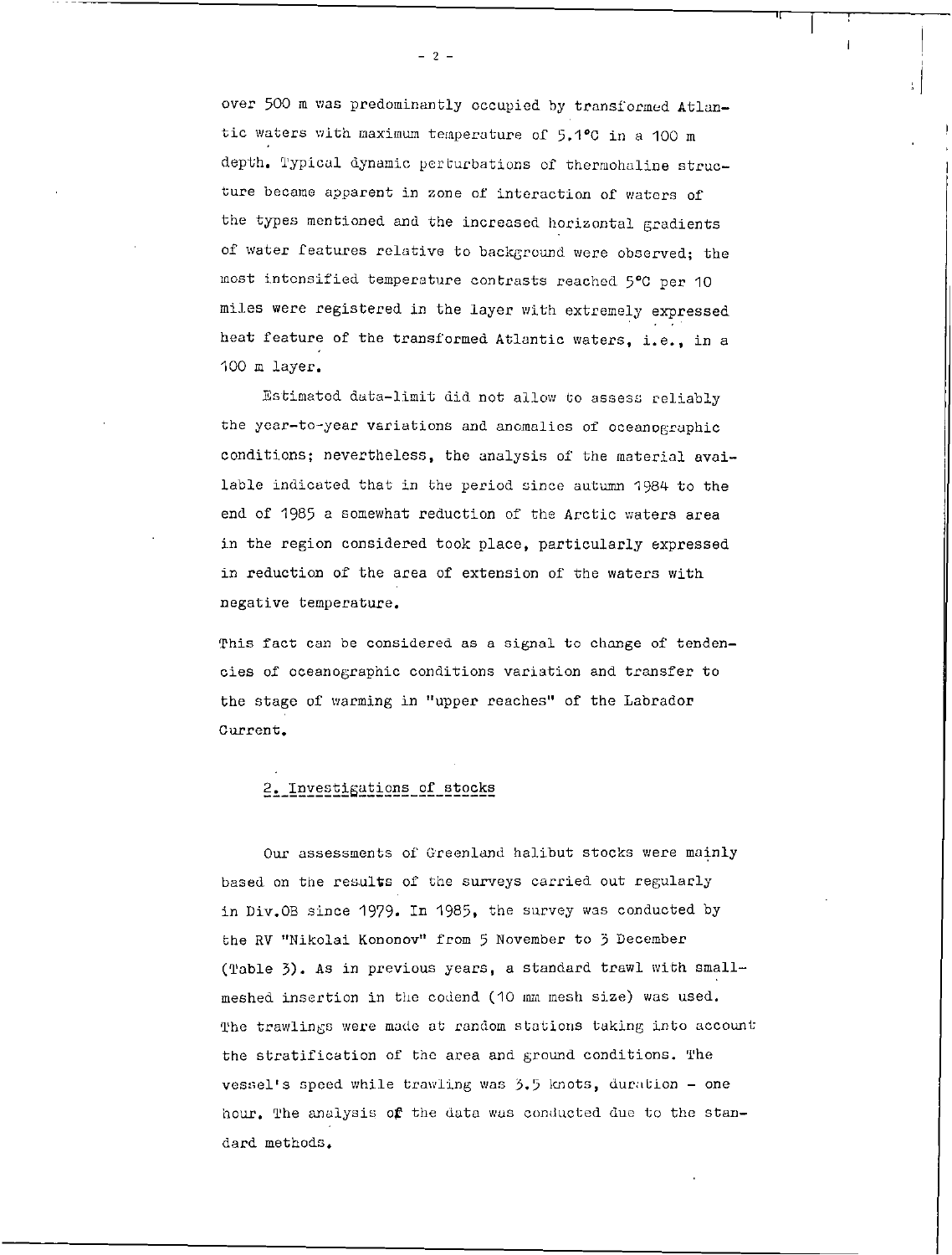over 500 m was predominantly occupied by transformed Atlantic waters with maximum temperature of 5.1°C in a 100 m depth. Typical dynamic perturbations of thermohaline structure became apparent in zone of interaction of waters of the types mentioned and the increased horizontal gradients of water features relative to background were observed; the most intensified temperature contrasts reached 5°C per 10 miles were registered in the layer with extremely expressed heat feature of the transformed Atlantic waters, i.e., in a 100 m layer.

Estimated data-limit did not allow to assess reliably the year-to-year variations and anomalies of oceanographic conditions; nevertheless, the analysis of the material available indicated that in the period since autumn 1984 to the end of 1985 a somewhat reduction of the Arctic waters area in the region considered took place, particularly expressed in reduction of the area of extension of the waters with negative temperature.

This fact can be considered as a signal to change of tendencies of oceanographic conditions variation and transfer to the stage of warming in "upper reaches" of the Labrador Current.

## 2. Investigations of stocks

Our assessments of Greenland halibut stocks were mainly based on the results of the surveys carried out regularly in Div.0B since 1979. In 1985, the survey was conducted by the RV "Nikolai Kononov" from 5 November to 3 December (Table 3). As in previous years, a standard trawl with small-meshed insertion in the codend (10 mm mesh size) was used. The trawlings were made at random stations taking into account the stratification of the area and ground conditions. The vessel's speed while trawling was 3.5 knots, duration – one hour. The analysis of the data was conducted due to the standard methods.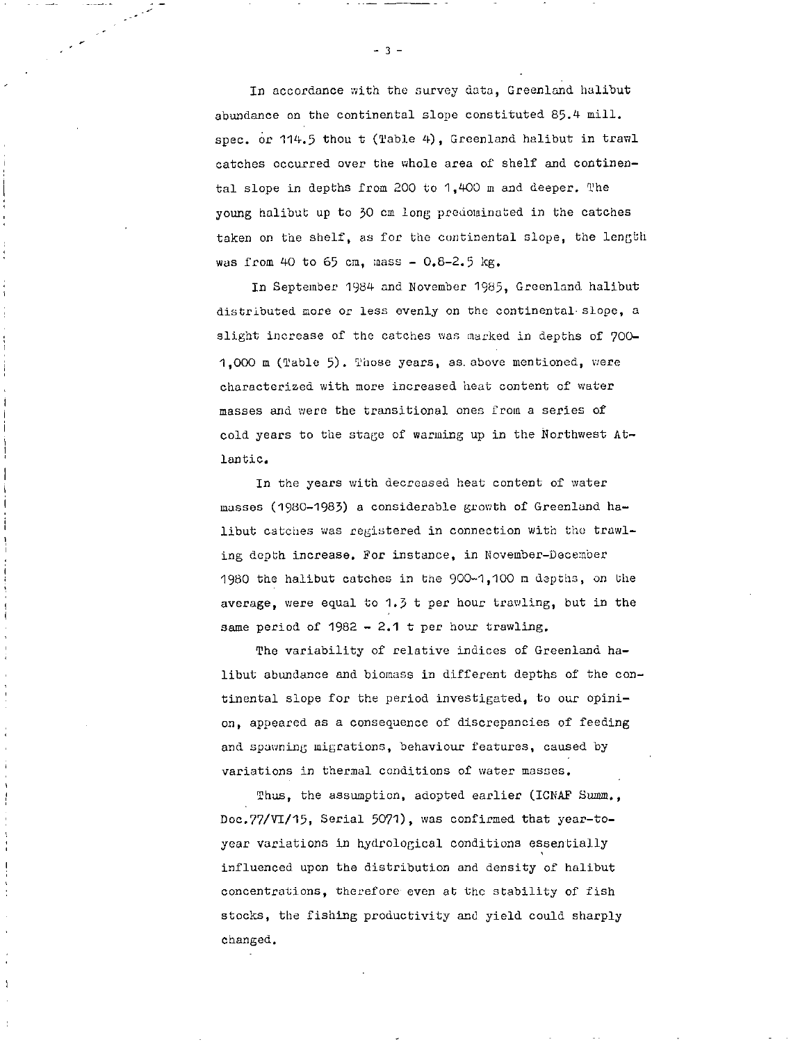In accordance with the survey data, Greenland halibut abundance on the continental slope constituted 85.4 mill. spec. or 114.5 thou t (Table 4), Greenland halibut in trawl catches occurred over the whole area of shelf and continental slope in depths from 200 to 1,400 m and deeper. The young halibut up to 30 cm long predominated in the catches taken on the shelf, as for the continental slope, the length was from 40 to 65 cm, mass - 0.8-2.5 kg.

In September 1984 and November 1985, Greenland halibut distributed more or less evenly on the continental slope, a slight increase of the catches was marked in depths of 700-1,000 m (Table 5). Those years, as above mentioned, were characterized with more increased heat content of water masses and were the transitional ones from a series of cold years to the stage of warming up in the Northwest Atlantic.

In the years with decreased heat content of water masses (1980-1983) a considerable growth of Greenland halibut catches was registered in connection with the trawling depth increase. For instance, in November-December 1980 the halibut catches in the 900-1,100 m depths, on the average, were equal to 1.3 t per hour trawling, but in the same period of 1982 - 2.1 t per hour trawling.

The variability of relative indices of Greenland halibut abundance and biomass in different depths of the continental slope for the period investigated, to our opinion, appeared as a consequence of discrepancies of feeding and spawning migrations, behaviour features, caused by variations in thermal conditions of water masses.

Thus, the assumption, adopted earlier (ICNAF Summ., Doc.77/VI/15, Serial 5071), was confirmed that year-to-year variations in hydrological conditions essentially influenced upon the distribution and density of halibut concentrations, therefore even at the stability of fish stocks, the fishing productivity and yield could sharply changed.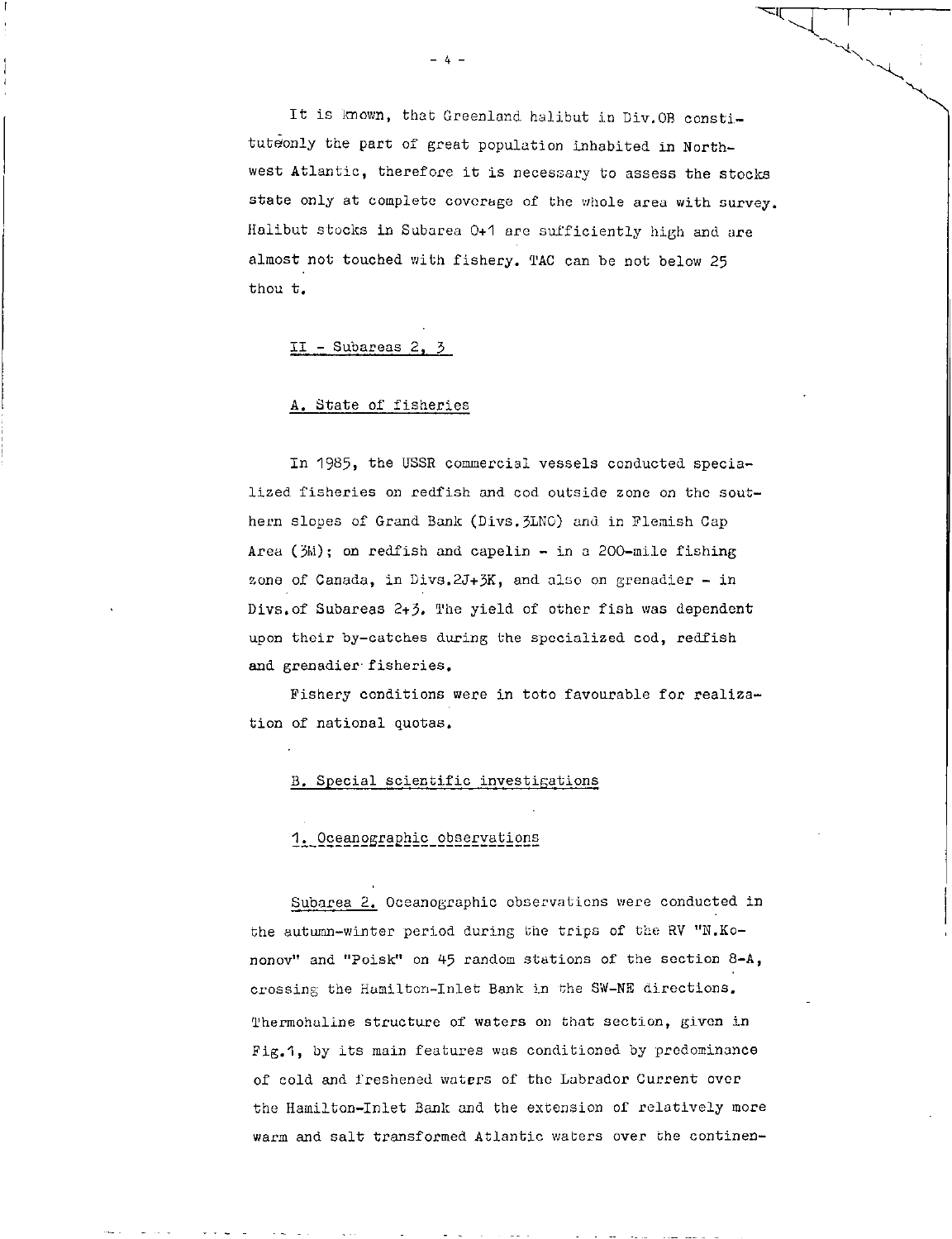It is known, that Greenland halibut in Div.OB constituteonly the part of great population inhabited in Northwest Atlantic, therefore it is necessary to assess the stocks state only at complete coverage of the whole area with survey. Halibut stocks in Subarea 0+1 are sufficiently high and are almost not touched with fishery. TAC can be not below 25 thou t.

## II - Subareas 2, 3

### A. State of fisheries

In 1985, the USSR commercial vessels conducted specialized fisheries on redfish and cod outside zone on the southern slopes of Grand Bank (Divs.3LNO) and in Flemish Cap Area (3M); on redfish and capelin - in a 200-mile fishing zone of Canada, in Divs.2J+3K, and also on grenadier - in Divs.of Subareas 2+3. The yield of other fish was dependent upon their by-catches during the specialized cod, redfish and grenadier fisheries.

Fishery conditions were in toto favourable for realization of national quotas.

### B. Special scientific investigations

#### 1. Oceanographic observations

Subarea 2. Oceanographic observations were conducted in the autumn-winter period during the trips of the RV "N.Kononov" and "Poisk" on 45 random stations of the section 8-A, crossing the Hamilton-Inlet Bank in the SW-NE directions. Thermohaline structure of waters on that section, given in Fig.1, by its main features was conditioned by predominance of cold and freshened waters of the Labrador Current over the Hamilton-Inlet Bank and the extension of relatively more warm and salt transformed Atlantic waters over the continen-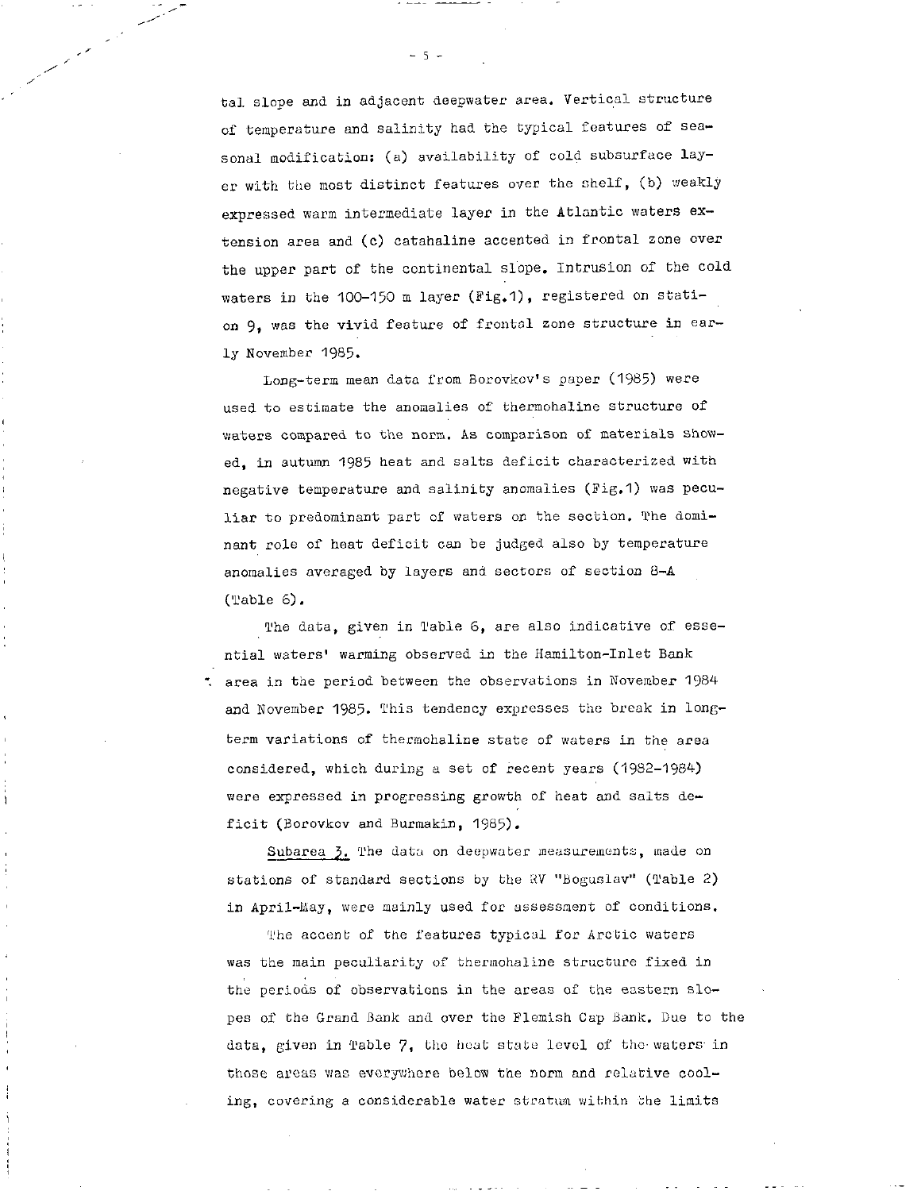tal slope and in adjacent deepwater area. Vertical structure of temperature and salinity had the typical features of seasonal modification: (a) availability of cold subsurface layer with the most distinct features over the shelf, (b) weakly expressed warm intermediate layer in the Atlantic waters extension area and (c) catahaline accented in frontal zone over the upper part of the continental slope. Intrusion of the cold waters in the 100-150 m layer (Fig.1), registered on station 9, was the vivid feature of frontal zone structure in early November 1985.

Long-term mean data from Borovkov's paper (1985) were used to estimate the anomalies of thermohaline structure of waters compared to the norm. As comparison of materials showed, in autumn 1985 heat and salts deficit characterized with negative temperature and salinity anomalies (Fig.1) was peculiar to predominant part of waters on the section. The dominant role of heat deficit can be judged also by temperature anomalies averaged by layers and sectors of section 8-A (Table 6).

The data, given in Table 6, are also indicative of essential waters' warming observed in the Hamilton-Inlet Bank area in the period between the observations in November 1984 and November 1985. This tendency expresses the break in long-term variations of thermohaline state of waters in the area considered, which during a set of recent years (1982-1984) were expressed in progressing growth of heat and salts deficit (Borovkov and Burmakin, 1985).

Subarea 3. The data on deepwater measurements, made on stations of standard sections by the RV "Boguslav" (Table 2) in April-May, were mainly used for assessment of conditions.

The accent of the features typical for Arctic waters was the main peculiarity of thermohaline structure fixed in the periods of observations in the areas of the eastern slopes of the Grand Bank and over the Flemish Cap Bank. Due to the data, given in Table 7, the heat state level of the waters in those areas was everywhere below the norm and relative cooling, covering a considerable water stratum within the limits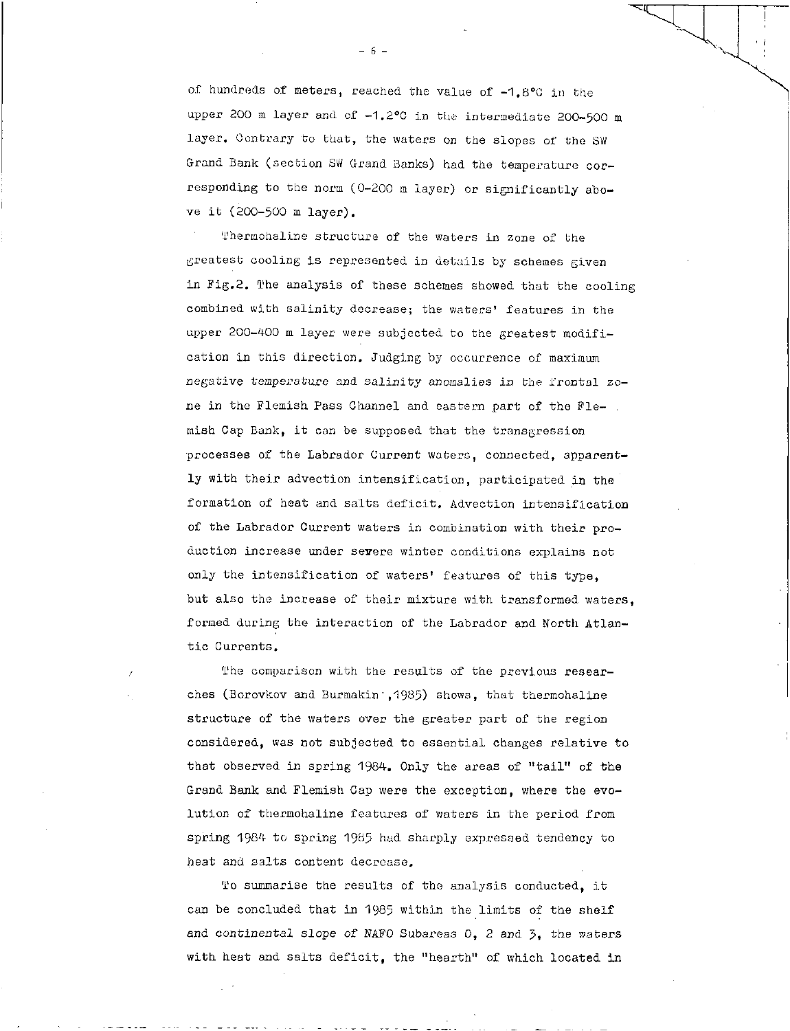of hundreds of meters, reached the value of -1.8°C in the upper 200 m layer and of -1.2°C in the intermediate 200-500 m layer. Contrary to that, the waters on the slopes of the SW Grand Bank (section SW Grand Banks) had the temperature corresponding to the norm (0-200 m layer) or significantly above it (200-500 m layer).

Thermohaline structure of the waters in zone of the greatest cooling is represented in details by schemes given in Fig.2. The analysis of these schemes showed that the cooling combined with salinity decrease; the waters' features in the upper 200-400 m layer were subjected to the greatest modification in this direction. Judging by occurrence of maximum negative temperature and salinity anomalies in the frontal zone in the Flemish Pass Channel and eastern part of the Flemish Cap Bank, it can be supposed that the transgression processes of the Labrador Current waters, connected, apparently with their advection intensification, participated in the formation of heat and salts deficit. Advection intensification of the Labrador Current waters in combination with their production increase under severe winter conditions explains not only the intensification of waters' features of this type, but also the increase of their mixture with transformed waters, formed during the interaction of the Labrador and North Atlantic Currents.

The comparison with the results of the previous researches (Borovkov and Burmakin ,1985) shows, that thermohaline structure of the waters over the greater part of the region considered, was not subjected to essential changes relative to that observed in spring 1984. Only the areas of "tail" of the Grand Bank and Flemish Cap were the exception, where the evolution of thermohaline features of waters in the period from spring 1984 to spring 1985 had sharply expressed tendency to heat and salts content decrease.

To summarise the results of the analysis conducted, it can be concluded that in 1985 within the limits of the shelf and continental slope of NAFO Subareas 0, 2 and 3, the waters with heat and salts deficit, the "hearth" of which located in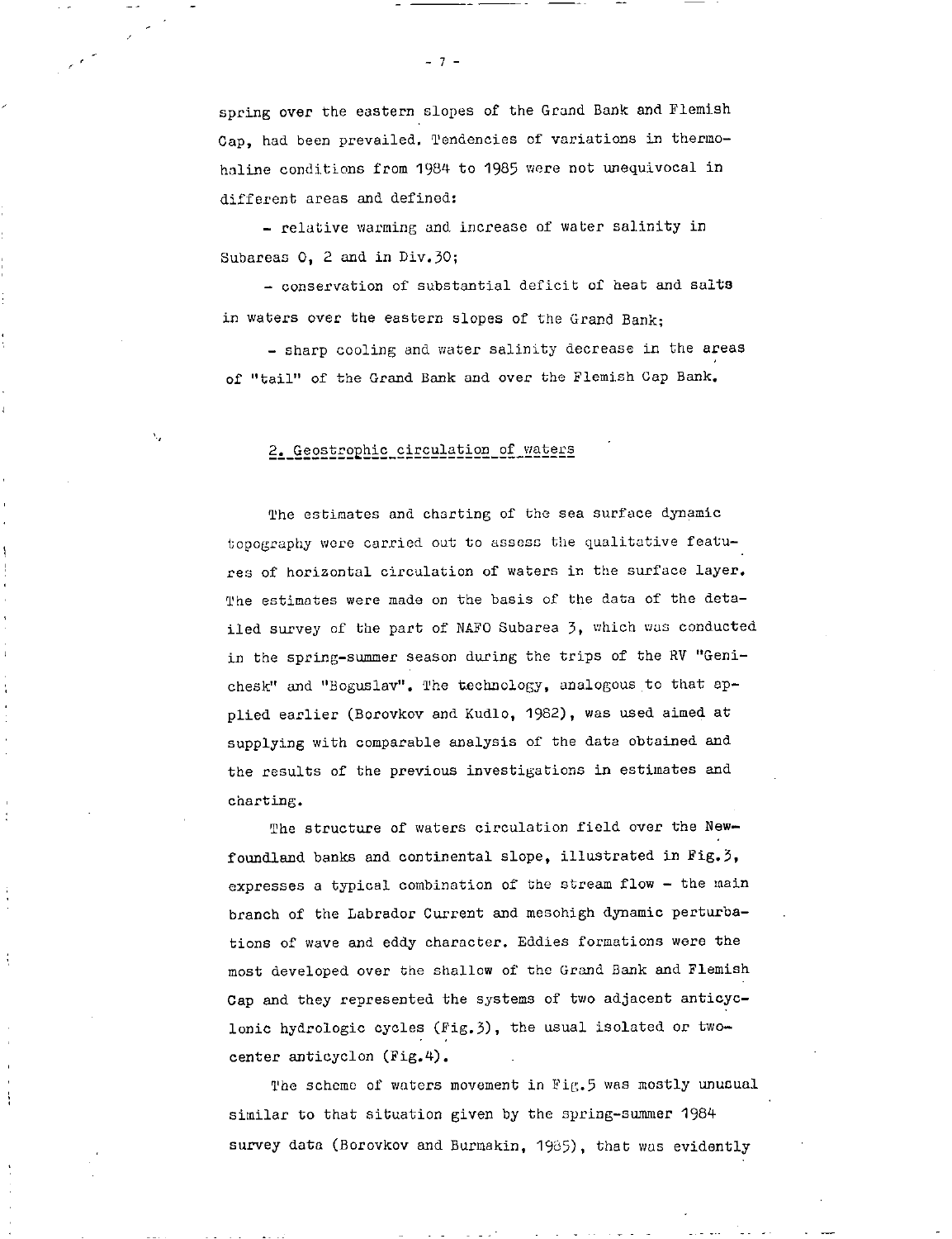spring over the eastern slopes of the Grand Bank and Flemish Cap, had been prevailed. Tendencies of variations in thermohaline conditions from 1984 to 1985 were not unequivocal in different areas and defined:

- relative warming and increase of water salinity in Subareas 0, 2 and in Div.3O;

- conservation of substantial deficit of heat and salts in waters over the eastern slopes of the Grand Bank;

- sharp cooling and water salinity decrease in the areas of "tail" of the Grand Bank and over the Flemish Cap Bank.

## 2. Geostrophic circulation of waters

The estimates and charting of the sea surface dynamic topography were carried out to assess the qualitative features of horizontal circulation of waters in the surface layer. The estimates were made on the basis of the data of the detailed survey of the part of NAFO Subarea 3, which was conducted in the spring-summer season during the trips of the RV "Genichesk" and "Boguslav". The technology, analogous to that applied earlier (Borovkov and Kudlo, 1982), was used aimed at supplying with comparable analysis of the data obtained and the results of the previous investigations in estimates and charting.

The structure of waters circulation field over the Newfoundland banks and continental slope, illustrated in Fig.3, expresses a typical combination of the stream flow - the main branch of the Labrador Current and mesohigh dynamic perturbations of wave and eddy character. Eddies formations were the most developed over the shallow of the Grand Bank and Flemish Cap and they represented the systems of two adjacent anticyclonic hydrologic cycles (Fig.3), the usual isolated or two-center anticyclon (Fig.4).

The scheme of waters movement in Fig.5 was mostly unusual similar to that situation given by the spring-summer 1984 survey data (Borovkov and Burmakin, 1985), that was evidently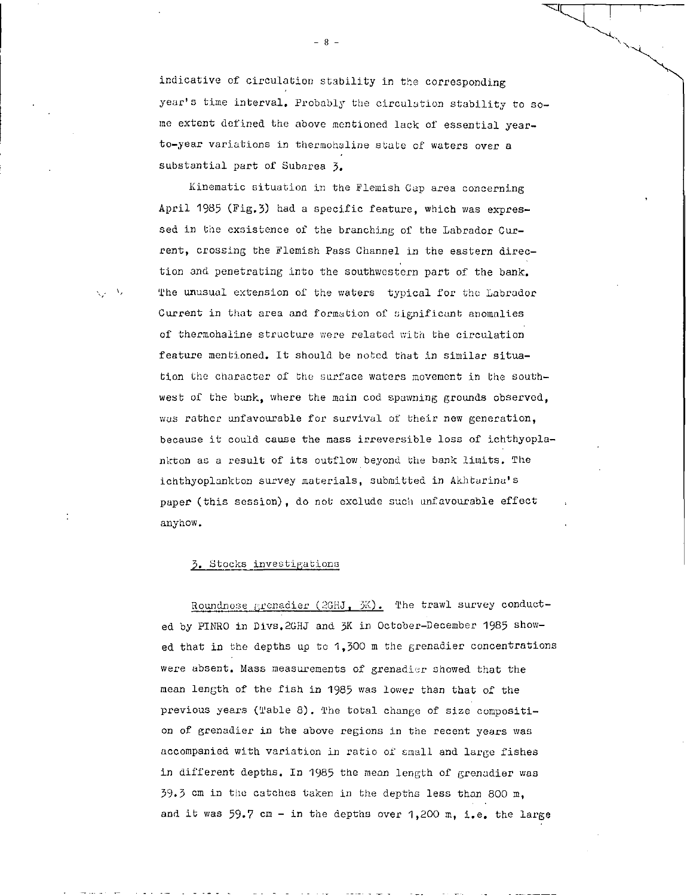indicative of circulation stability in the corresponding year's time interval. Probably the circulation stability to some extent defined the above mentioned lack of essential year-to-year variations in thermohaline state of waters over a substantial part of Subarea 3.

Kinematic situation in the Flemish Cap area concerning April 1985 (Fig.3) had a specific feature, which was expressed in the exsistence of the branching of the Labrador Current, crossing the Flemish Pass Channel in the eastern direction and penetrating into the southwestern part of the bank. The unusual extension of the waters typical for the Labrador Current in that area and formation of significant anomalies of thermohaline structure were related with the circulation feature mentioned. It should be noted that in similar situation the character of the surface waters movement in the southwest of the bank, where the main cod spawning grounds observed, was rather unfavourable for survival of their new generation, because it could cause the mass irreversible loss of ichthyoplankton as a result of its outflow beyond the bank limits. The ichthyoplankton survey materials, submitted in Akhtarina's paper (this session), do not exclude such unfavourable effect anyhow.

## 3. Stocks investigations

Roundnose grenadier (2GHJ, 3K). The trawl survey conducted by PINRO in Divs.2GHJ and 3K in October-December 1985 showed that in the depths up to 1,300 m the grenadier concentrations were absent. Mass measurements of grenadier showed that the mean length of the fish in 1985 was lower than that of the previous years (Table 8). The total change of size composition of grenadier in the above regions in the recent years was accompanied with variation in ratio of small and large fishes in different depths. In 1985 the mean length of grenadier was 39.3 cm in the catches taken in the depths less than 800 m, and it was 59.7 cm - in the depths over 1,200 m, i.e. the large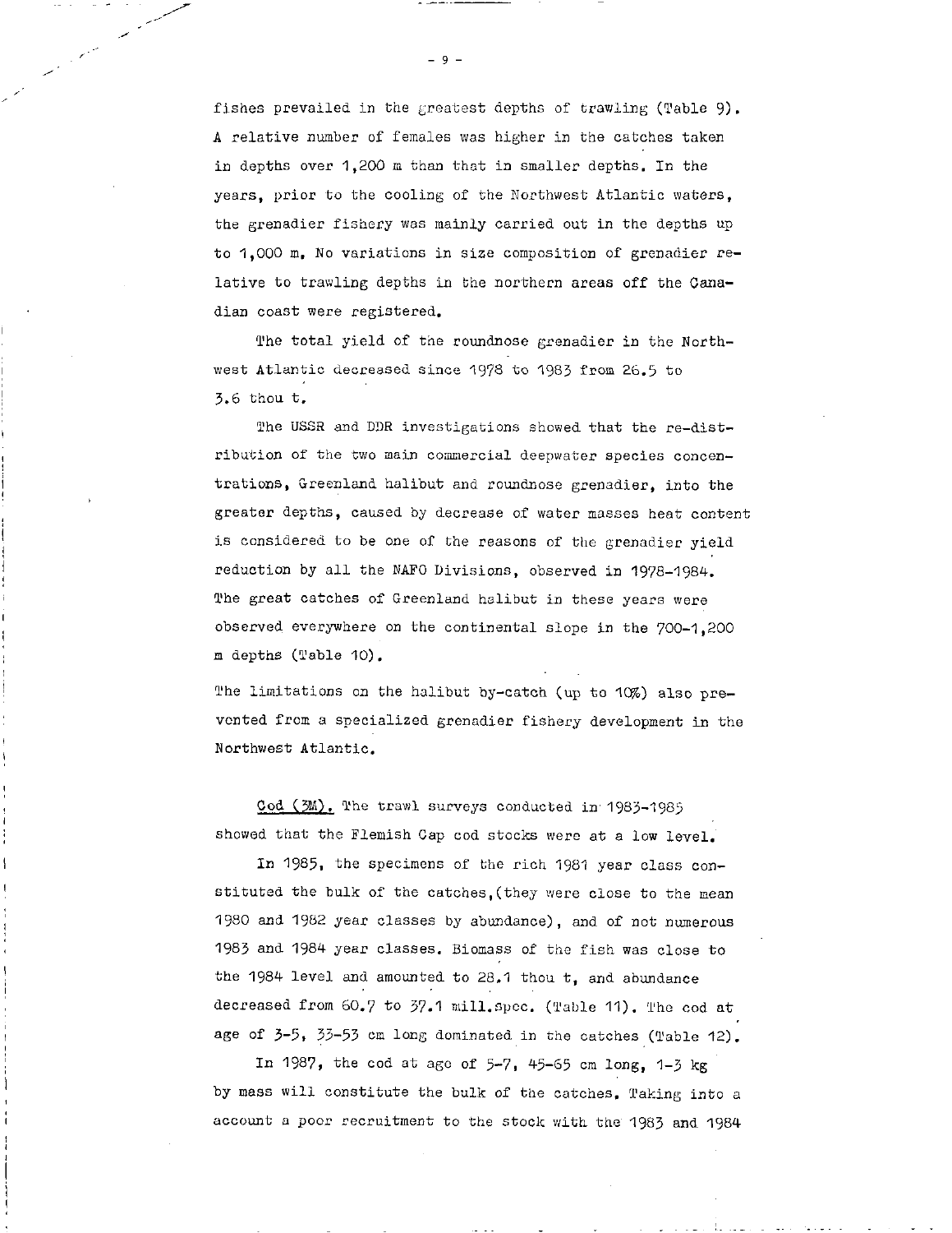fishes prevailed in the greatest depths of trawling (Table 9). A relative number of females was higher in the catches taken in depths over 1,200 m than that in smaller depths. In the years, prior to the cooling of the Northwest Atlantic waters, the grenadier fishery was mainly carried out in the depths up to 1,000 m. No variations in size composition of grenadier relative to trawling depths in the northern areas off the Canadian coast were registered.

The total yield of the roundnose grenadier in the Northwest Atlantic decreased since 1978 to 1983 from 26.5 to 3.6 thou t.

The USSR and DDR investigations showed that the re-distribution of the two main commercial deepwater species concentrations, Greenland halibut and roundnose grenadier, into the greater depths, caused by decrease of water masses heat content is considered to be one of the reasons of the grenadier yield reduction by all the NAFO Divisions, observed in 1978-1984. The great catches of Greenland halibut in these years were observed everywhere on the continental slope in the 700-1,200 m depths (Table 10).

The limitations on the halibut by-catch (up to 10%) also prevented from a specialized grenadier fishery development in the Northwest Atlantic.

Cod (3M). The trawl surveys conducted in 1983-1985 showed that the Flemish Cap cod stocks were at a low level.

In 1985, the specimens of the rich 1981 year class constituted the bulk of the catches,(they were close to the mean 1980 and 1982 year classes by abundance), and of not numerous 1983 and 1984 year classes. Biomass of the fish was close to the 1984 level and amounted to 28.1 thou t, and abundance decreased from 60.7 to 37.1 mill.spec. (Table 11). The cod at age of 3-5, 33-53 cm long dominated in the catches (Table 12).

In 1987, the cod at age of 5-7, 45-65 cm long, 1-3 kg by mass will constitute the bulk of the catches. Taking into a account a poor recruitment to the stock with the 1983 and 1984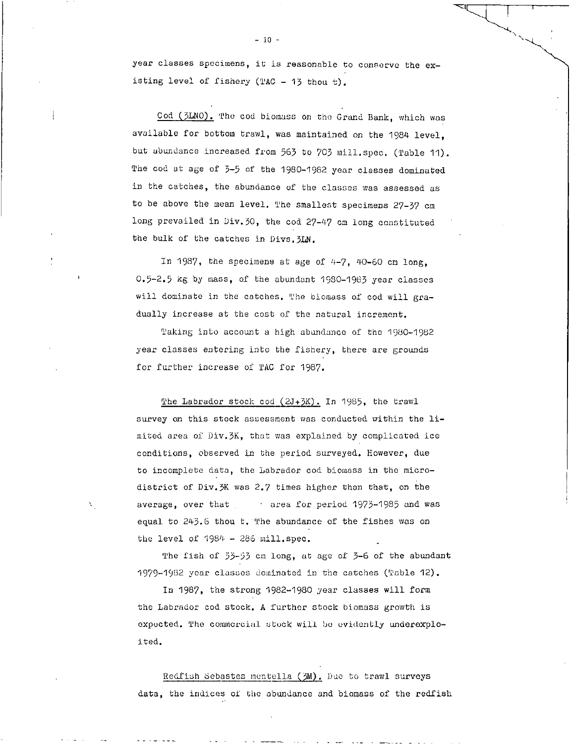year classes specimens, it is reasonable to conserve the existing level of fishery (TAC - 13 thou t).

Cod (3LNO). The cod biomass on the Grand Bank, which was available for bottom trawl, was maintained on the 1984 level, but abundance increased from 563 to 703 mill.spec. (Table 11). The cod at age of 3-5 of the 1980-1982 year classes dominated in the catches, the abundance of the classes was assessed as to be above the mean level. The smallest specimens 27-37 cm long prevailed in Div.3O, the cod 27-47 cm long constituted the bulk of the catches in Divs.3LN.

In 1987, the specimens at age of 4-7, 40-60 cm long, 0.5-2.5 kg by mass, of the abundant 1980-1983 year classes will dominate in the catches. The biomass of cod will gradually increase at the cost of the natural increment.

Taking into account a high abundance of the 1980-1982 year classes entering into the fishery, there are grounds for further increase of TAC for 1987.

The Labrador stock cod (2J+3K). In 1985, the trawl survey on this stock assessment was conducted within the limited area of Div.3K, that was explained by complicated ice conditions, observed in the period surveyed. However, due to incomplete data, the Labrador cod biomass in the microdistrict of Div.3K was 2.7 times higher than that, on the average, over that area for period 1973-1985 and was equal to 243.6 thou t. The abundance of the fishes was on the level of 1984 - 286 mill.spec.

The fish of 33-53 cm long, at age of 3-6 of the abundant 1979-1982 year classes dominated in the catches (Table 12).

In 1987, the strong 1982-1980 year classes will form the Labrador cod stock. A further stock biomass growth is expected. The commercial stock will be evidently underexploited.

Redfish Sebastes mentella (3M). Due to trawl surveys data, the indices of the abundance and biomass of the redfish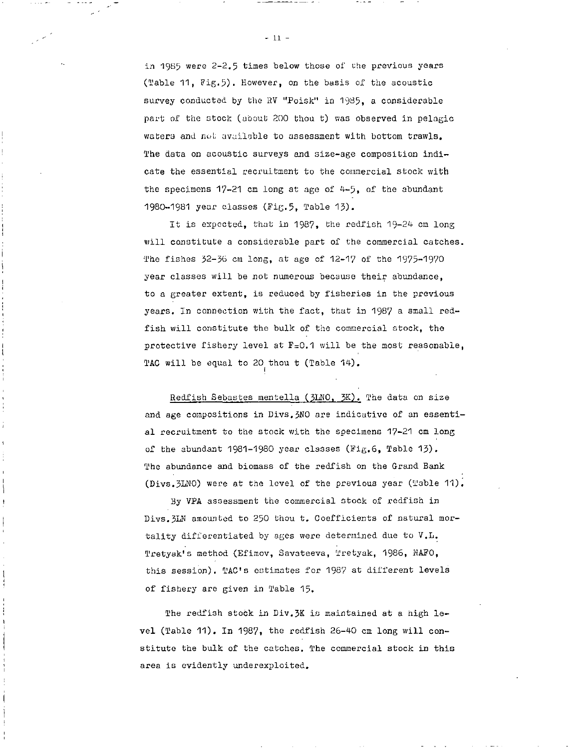in 1985 were 2-2.5 times below those of the previous years (Table 11, Fig.5). However, on the basis of the acoustic survey conducted by the RV "Poisk" in 1985, a considerable part of the stock (about 200 thou t) was observed in pelagic waters and not available to assessment with bottom trawls. The data on acoustic surveys and size-age composition indicate the essential recruitment to the commercial stock with the specimens 17-21 cm long at age of 4-5, of the abundant 1980-1981 year classes (Fig.5, Table 13).

It is expected, that in 1987, the redfish 19-24 cm long will constitute a considerable part of the commercial catches. The fishes 32-36 cm long, at age of 12-17 of the 1975-1970 year classes will be not numerous because their abundance, to a greater extent, is reduced by fisheries in the previous years. In connection with the fact, that in 1987 a small redfish will constitute the bulk of the commercial stock, the protective fishery level at F=0.1 will be the most reasonable, TAC will be equal to 20 thou t (Table 14).

Redfish Sebastes mentella (3LNO, 3K). The data on size and age compositions in Divs.3NO are indicative of an essential recruitment to the stock with the specimens 17-21 cm long of the abundant 1981-1980 year classes (Fig.6, Table 13). The abundance and biomass of the redfish on the Grand Bank (Divs.3LNO) were at the level of the previous year (Table 11).

By VPA assessment the commercial stock of redfish in Divs.3LN amounted to 250 thou t. Coefficients of natural mortality differentiated by ages were determined due to V.L. Tretyak's method (Efimov, Savateeva, Tretyak, 1986, NAFO, this session). TAC's estimates for 1987 at different levels of fishery are given in Table 15.

The redfish stock in Div.3K is maintained at a high level (Table 11). In 1987, the redfish 26-40 cm long will constitute the bulk of the catches. The commercial stock in this area is evidently underexploited.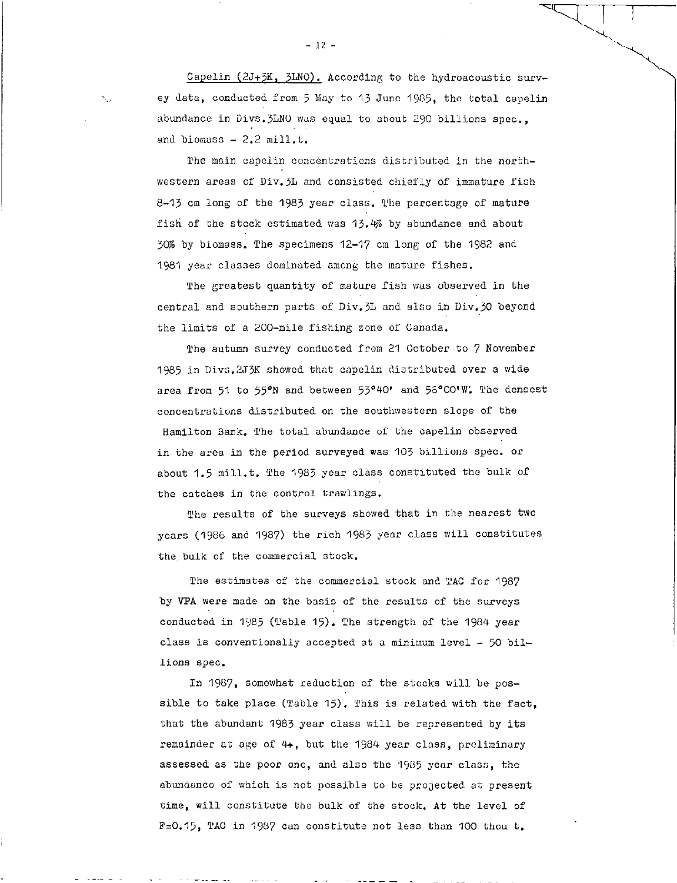Capelin (2J+3K, 3LNO). According to the hydroacoustic survey data, conducted from 5 May to 13 June 1985, the total capelin abundance in Divs.3LNO was equal to about 290 billions spec., and biomass - 2.2 mill.t.

The main capelin concentrations distributed in the north-western areas of Div.3L and consisted chiefly of immature fish 8-13 cm long of the 1983 year class. The percentage of mature fish of the stock estimated was 13.4% by abundance and about 30% by biomass. The specimens 12-17 cm long of the 1982 and 1981 year classes dominated among the mature fishes.

The greatest quantity of mature fish was observed in the central and southern parts of Div.3L and also in Div.3O beyond the limits of a 200-mile fishing zone of Canada.

The autumn survey conducted from 21 October to 7 November 1985 in Divs.2J3K showed that capelin distributed over a wide area from 51 to 55°N and between 53°40' and 56°00'W. The densest concentrations distributed on the southwestern slope of the Hamilton Bank. The total abundance of the capelin observed in the area in the period surveyed was 103 billions spec. or about 1.5 mill.t. The 1983 year class constituted the bulk of the catches in the control trawlings.

The results of the surveys showed that in the nearest two years (1986 and 1987) the rich 1983 year class will constitutes the bulk of the commercial stock.

The estimates of the commercial stock and TAC for 1987 by VPA were made on the basis of the results of the surveys conducted in 1985 (Table 15). The strength of the 1984 year class is conventionally accepted at a minimum level - 50 billions spec.

In 1987, somewhat reduction of the stocks will be possible to take place (Table 15). This is related with the fact, that the abundant 1983 year class will be represented by its remainder at age of 4+, but the 1984 year class, preliminary assessed as the poor one, and also the 1985 year class, the abundance of which is not possible to be projected at present time, will constitute the bulk of the stock. At the level of F=0.15, TAC in 1987 can constitute not less than 100 thou t.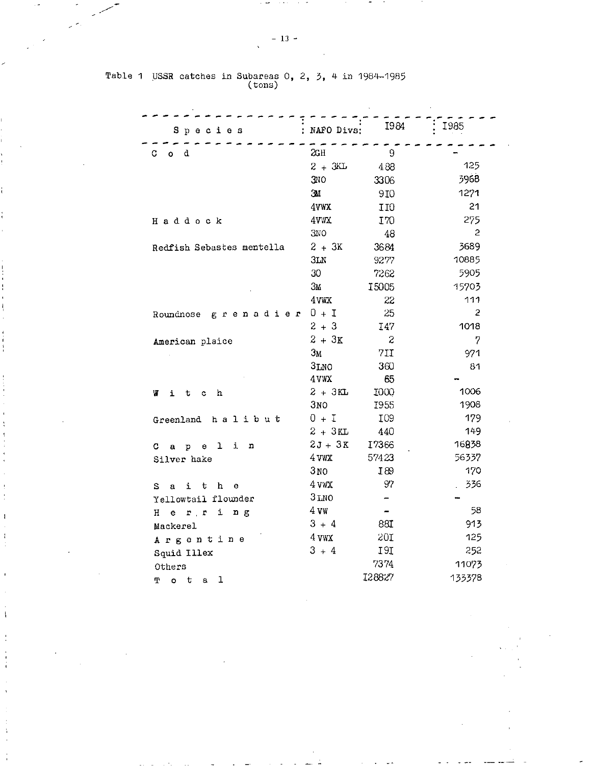Table 1 USSR catches in Subareas 0, 2, 3, 4 in 1984-1985 (tons)

| Species | NAFO Divs | 1984 | 1985 |
|---|---|---|---|
| Cod | 2GH | 9 | – |
| | 2 + 3KL | 488 | 125 |
| | 3NO | 3306 | 3968 |
| | 3M | 910 | 1271 |
| | 4VWX | 110 | 21 |
| Haddock | 4VWX | 170 | 275 |
| | 3NO | 48 | 2 |
| Redfish Sebastes mentella | 2 + 3K | 3684 | 3689 |
| | 3LN | 9277 | 10885 |
| | 3O | 7262 | 5905 |
| | 3M | 15005 | 15703 |
| | 4VWX | 22 | 111 |
| Roundnose grenadier | 0 + I | 25 | 2 |
| | 2 + 3 | 147 | 1018 |
| American plaice | 2 + 3K | 2 | 7 |
| | 3M | 711 | 971 |
| | 3LNO | 360 | 81 |
| | 4VWX | 65 | – |
| Witch | 2 + 3KL | 1000 | 1006 |
| | 3NO | 1955 | 1908 |
| Greenland halibut | 0 + I | 109 | 179 |
| | 2 + 3KL | 440 | 149 |
| Capelin | 2J + 3K | 17366 | 16838 |
| Silver hake | 4VWX | 57423 | 56337 |
| | 3NO | 189 | 170 |
| Saithe | 4VWX | 97 | 336 |
| Yellowtail flounder | 3LNO | – | – |
| Herring | 4VW | – | 58 |
| Mackerel | 3 + 4 | 881 | 913 |
| Argentine | 4VWX | 201 | 125 |
| Squid Illex | 3 + 4 | 191 | 252 |
| Others | | 7374 | 11073 |
| Total | | 128827 | 133378 |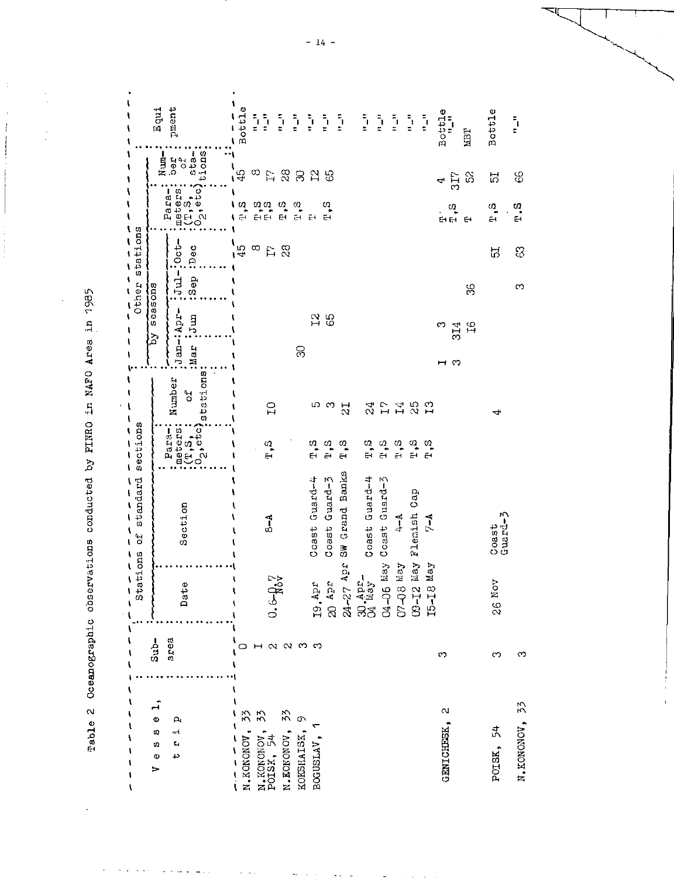Table 2 Oceanographic observations conducted by PINRO in NAFO Area in 1985

| Vessel, trip | Sub-area | Stations of standard sections | | | | Other stations | | | | | | Equipment |
|---|---|---|---|---|---|---|---|---|---|---|---|---|
| | | Date | Section | Parameters (T,S, $O_2$, etc) | Number of stations | by seasons | | | | Parameters (T,S, $O_2$, etc) | Number of stations | |
| | | | | | | Jan-Mar | Apr-Jun | Jul-Sep | Oct-Dec | | | |
| N.KONONOV, 33 | 0 | | | | | | | | 45 | T,S | 45 | Bottle |
| N.KONONOV, 33<br>POISK, 54 | 1 | 0.6-0.7 Nov | 8-A | T,S | 10 | | | | 8 | T,S | 8 | "-" |
| | 2 | | | | | | | | 17 | T,S | 17 | "-" |
| N.KONONOV, 33 | 2 | | | | | | | | 28 | T,S | 28 | "-" |
| KOKSHAISK, 9 | 3 | | | | | 30 | | | | T,S | 30 | "-" |
| BOGUSLAV, 1 | 3 | 19 Apr | Coast Guard-4 | T,S | 5 | | 12 | | | T | 12 | "-" |
| | | 20 Apr | Coast Guard-3 | T,S | 3 | | 65 | | | T,S | 65 | "-" |
| | | 24-27 Apr | SW Grand Banks | T,S | 21 | | | | | | | |
| | | 30 Apr-04 May | Coast Guard-4 | T,S | 24 | | | | | | | "-" |
| | | 04-06 May | Coast Guard-3 | T,S | 17 | | | | | | | "-" |
| | | 07-08 May | 4-A | T,S | 14 | | | | | | | "-" |
| | | 09-12 May | Flemish Cap | T,S | 25 | | | | | | | "-" |
| | | 15-18 May | 7-A | T,S | 13 | | | | | | | "-" |
| GENICHESK, 2 | 3 | | | | | 1 | 3 | | | T | 4 | Bottle |
| | | | | | | 3 | 314 | | | T,S | 317 | "-" |
| | | | | | | | 16 | 36 | | T | 52 | MBT |
| POISK, 54 | 3 | 26 Nov | Coast Guard-3 | | 4 | | | | 51 | T,S | 51 | Bottle |
| N.KONONOV, 33 | 3 | | | | | | | 3 | 63 | T,S | 66 | "-" |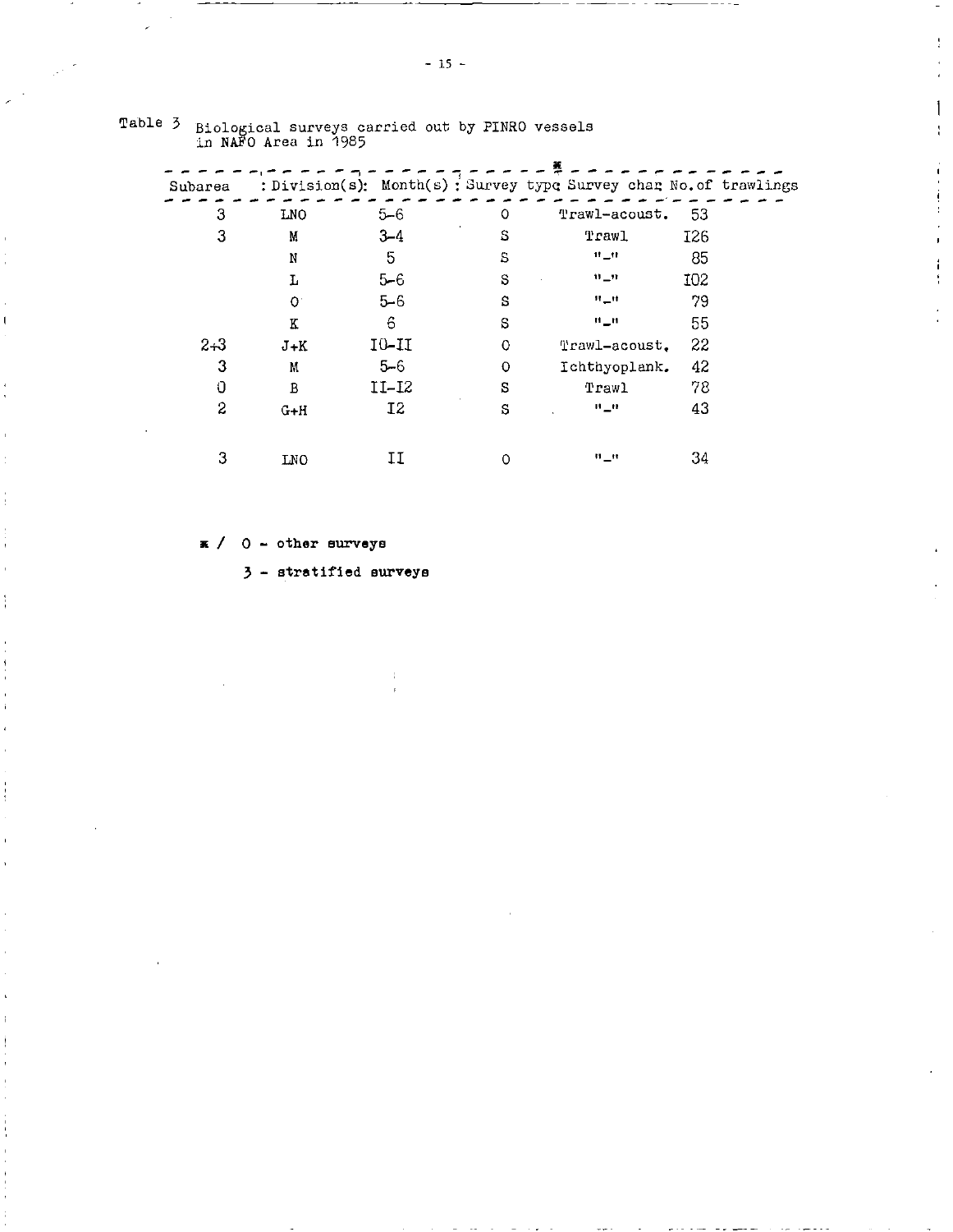Table 3 Biological surveys carried out by PINRO vessels in NAFO Area in 1985

| Subarea | Division(s) | Month(s) | Survey type* | Survey char. | No.of trawlings |
|---|---|---|---|---|---|
| 3 | LNO | 5-6 | O | Trawl-acoust. | 53 |
| 3 | M | 3-4 | S | Trawl | I26 |
| | N | 5 | S | "-" | 85 |
| | L | 5-6 | S | "-" | I02 |
| | O | 5-6 | S | "-" | 79 |
| | K | 6 | S | "-" | 55 |
| 2+3 | J+K | I0-II | O | Trawl-acoust. | 22 |
| 3 | M | 5-6 | O | Ichthyoplank. | 42 |
| 0 | B | II-I2 | S | Trawl | 78 |
| 2 | G+H | I2 | S | "-" | 43 |
| 3 | LNO | II | O | "-" | 34 |

* / O - other surveys

S - stratified surveys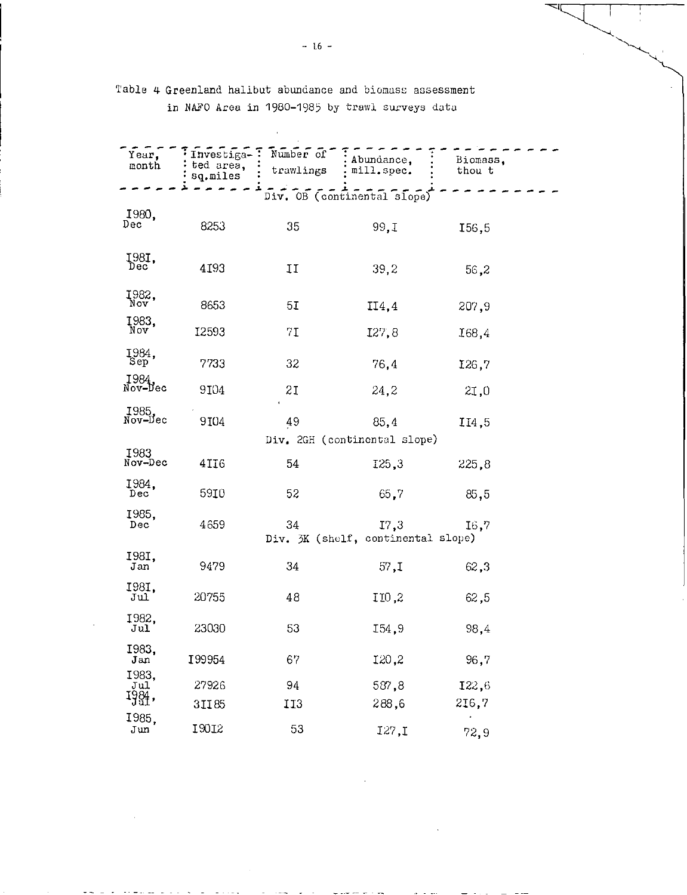Table 4 Greenland halibut abundance and biomass assessment in NAFO Area in 1980-1985 by trawl surveys data

| Year, month | Investigated area, sq.miles | Number of trawlings | Abundance, mill.spec. | Biomass, thou t |
|---|---|---|---|---|
| | | Div. 0B (continental slope) | | |
| 1980, Dec | 8253 | 35 | 99,1 | 156,5 |
| 1981, Dec | 4193 | 11 | 39,2 | 56,2 |
| 1982, Nov | 8653 | 51 | 114,4 | 207,9 |
| 1983, Nov | 12593 | 71 | 127,8 | 168,4 |
| 1984, Sep | 7733 | 32 | 76,4 | 126,7 |
| 1984, Nov-Dec | 9104 | 21 | 24,2 | 21,0 |
| 1985, Nov-Dec | 9104 | 49 | 85,4 | 114,5 |
| | | Div. 2GH (continental slope) | | |
| 1983 Nov-Dec | 4116 | 54 | 125,3 | 225,8 |
| 1984, Dec | 5910 | 52 | 65,7 | 85,5 |
| 1985, Dec | 4659 | 34 | 17,3 | 16,7 |
| | | Div. 3K (shelf, continental slope) | | |
| 1981, Jan | 9479 | 34 | 57,1 | 62,3 |
| 1981, Jul | 20755 | 48 | 110,2 | 62,5 |
| 1982, Jul | 23030 | 53 | 154,9 | 98,4 |
| 1983, Jan | 199954 | 67 | 120,2 | 96,7 |
| 1983, Jul | 27926 | 94 | 587,8 | 122,6 |
| 1984, Jul | 31185 | 113 | 288,6 | 216,7 |
| 1985, Jun | 19012 | 53 | 127,1 | 72,9 |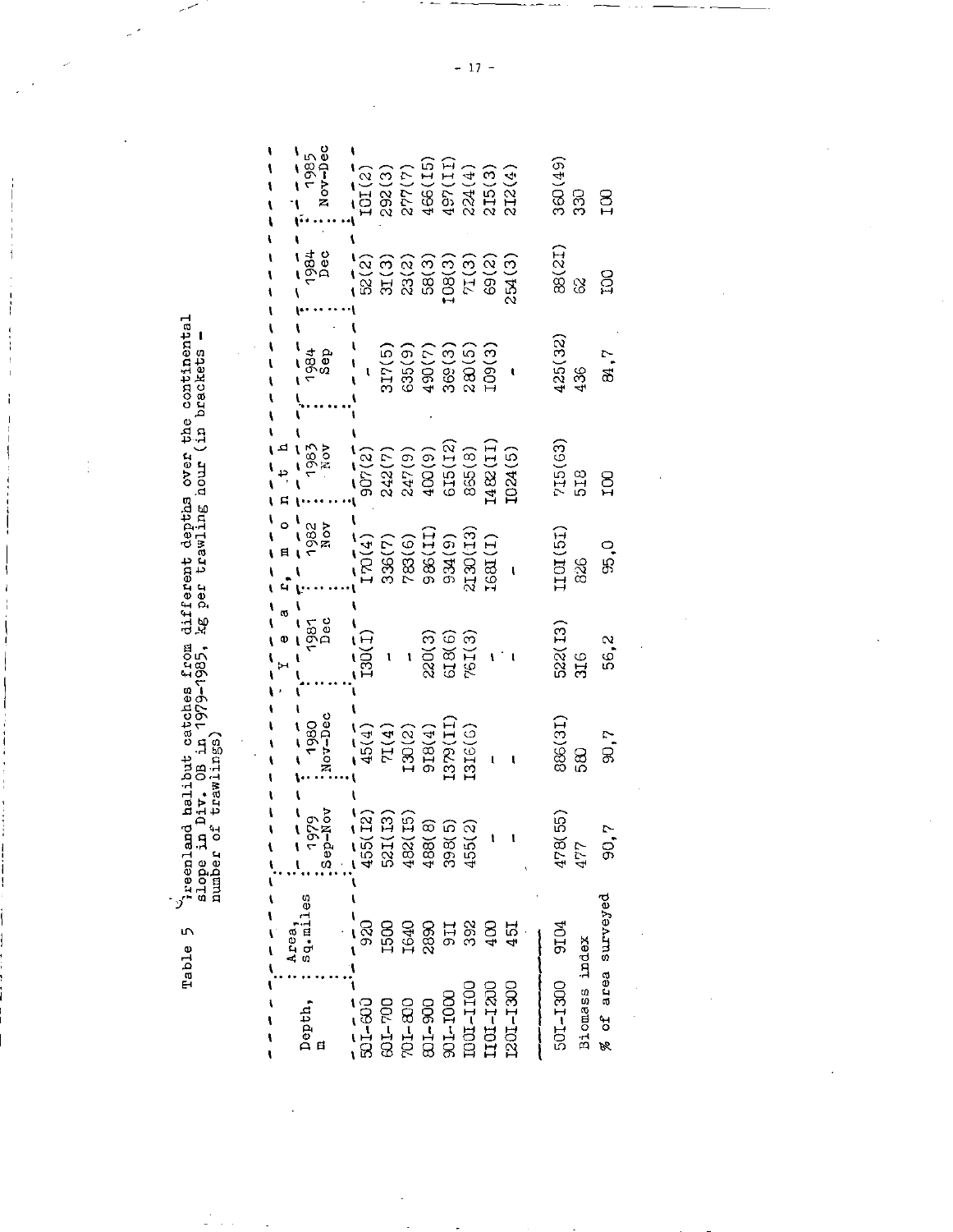Table 5 Greenland halibut catches from different depths over the continental slope in Div. 0B in 1979–1985, kg per trawling hour (in brackets – number of trawlings)

| Depth, m | Area, sq.miles | Year, month | | | | | | | |
|---|---|---|---|---|---|---|---|---|---|
| | | 1979 Sep–Nov | 1980 Nov–Dec | 1981 Dec | 1982 Nov | 1983 Nov | 1984 Sep | 1984 Dec | 1985 Nov–Dec |
| 501-600 | 920 | 455(12) | 45(4) | 130(1) | 170(4) | 907(2) | - | 52(2) | 101(2) |
| 601-700 | 1500 | 521(13) | 71(4) | - | 336(7) | 242(7) | 317(5) | 31(3) | 292(3) |
| 701-800 | 1640 | 482(15) | 130(2) | - | 783(6) | 247(9) | 635(9) | 23(2) | 277(7) |
| 801-900 | 2890 | 488(8) | 918(4) | 220(3) | 986(11) | 400(9) | 490(7) | 58(3) | 466(15) |
| 901-1000 | 911 | 398(5) | 1379(11) | 618(6) | 934(9) | 615(12) | 369(3) | 108(3) | 497(11) |
| 1001-1100 | 392 | 455(2) | 1316(6) | 761(3) | 2130(13) | 865(8) | 280(5) | 71(3) | 224(4) |
| 1101-1200 | 400 | - | - | - | 1681(1) | 1482(11) | 109(3) | 69(2) | 215(3) |
| 1201-1300 | 451 | - | - | - | - | 1024(5) | - | 254(3) | 212(4) |
| 501-1300 | 9104 | 478(55) | 886(31) | 522(13) | 1101(51) | 715(63) | 425(32) | 88(21) | 360(49) |
| Biomass index | | 477 | 580 | 316 | 826 | 518 | 436 | 62 | 330 |
| % of area surveyed | | 90,7 | 90,7 | 56,2 | 95,0 | 100 | 84,7 | 100 | 100 |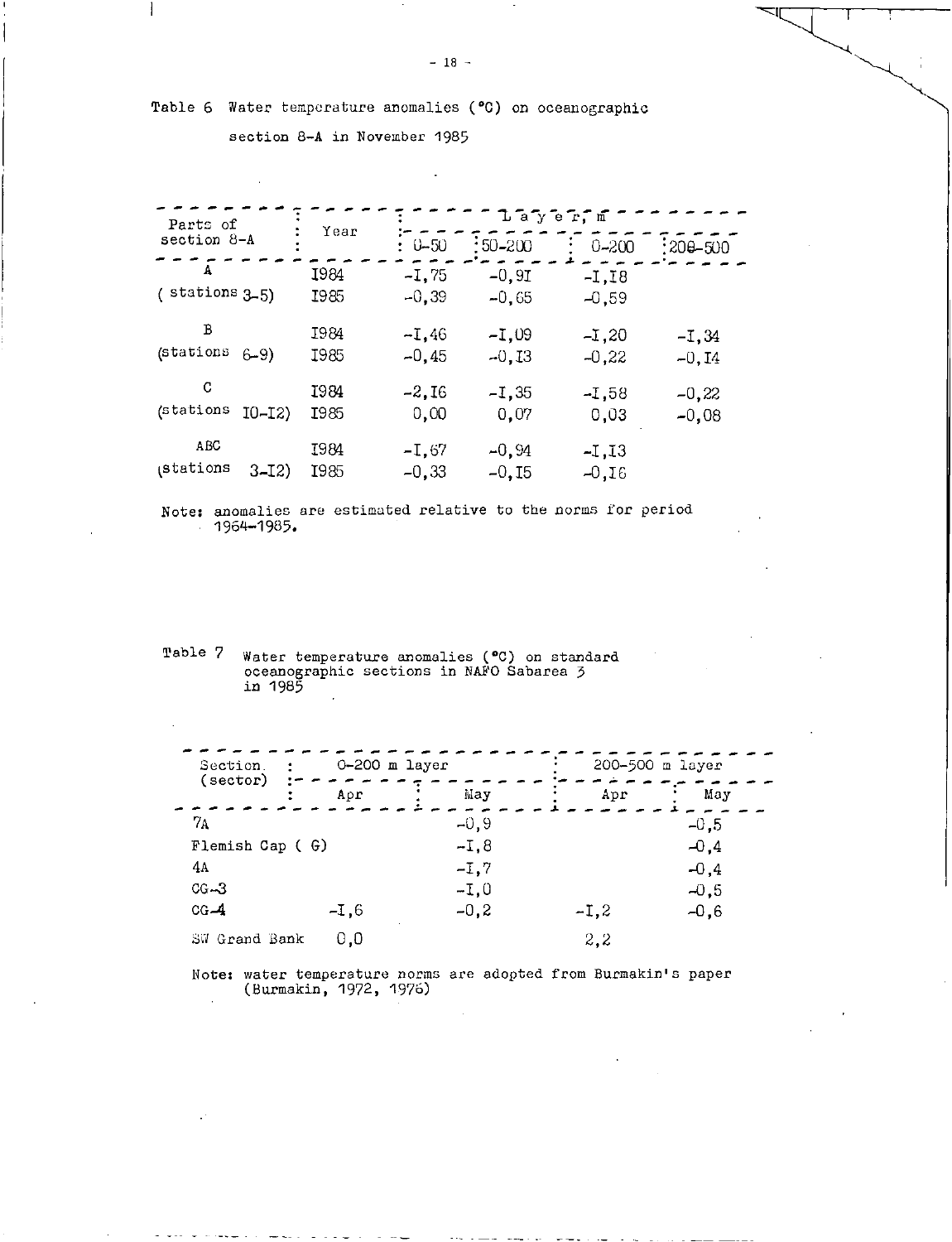Table 6 Water temperature anomalies (°C) on oceanographic section 8-A in November 1985

| Parts of section 8-A | Year | Layer, m | | | |
|---|---|---|---|---|---|
| | | 0-50 | 50-200 | 0-200 | 200-500 |
| A (stations 3-5) | 1984 | -1,75 | -0,91 | -1,18 | |
| | 1985 | -0,39 | -0,65 | -0,59 | |
| B (stations 6-9) | 1984 | -1,46 | -1,09 | -1,20 | -1,34 |
| | 1985 | -0,45 | -0,13 | -0,22 | -0,14 |
| C (stations 10-12) | 1984 | -2,16 | -1,35 | -1,58 | -0,22 |
| | 1985 | 0,00 | 0,07 | 0,03 | -0,08 |
| ABC (stations 3-12) | 1984 | -1,67 | -0,94 | -1,13 | |
| | 1985 | -0,33 | -0,15 | -0,16 | |

Note: anomalies are estimated relative to the norms for period 1964-1985.

Table 7 Water temperature anomalies (°C) on standard oceanographic sections in NAFO Sabarea 3 in 1985

| Section (sector) | 0-200 m layer | | 200-500 m layer | |
|---|---|---|---|---|
| | Apr | May | Apr | May |
| 7A | | -0,9 | | -0,5 |
| Flemish Cap ( G) | | -1,8 | | -0,4 |
| 4A | | -1,7 | | -0,4 |
| CG-3 | | -1,0 | | -0,5 |
| CG-4 | -1,6 | -0,2 | -1,2 | -0,6 |
| SW Grand Bank | 0,0 | | 2,2 | |

Note: water temperature norms are adopted from Burmakin's paper (Burmakin, 1972, 1976)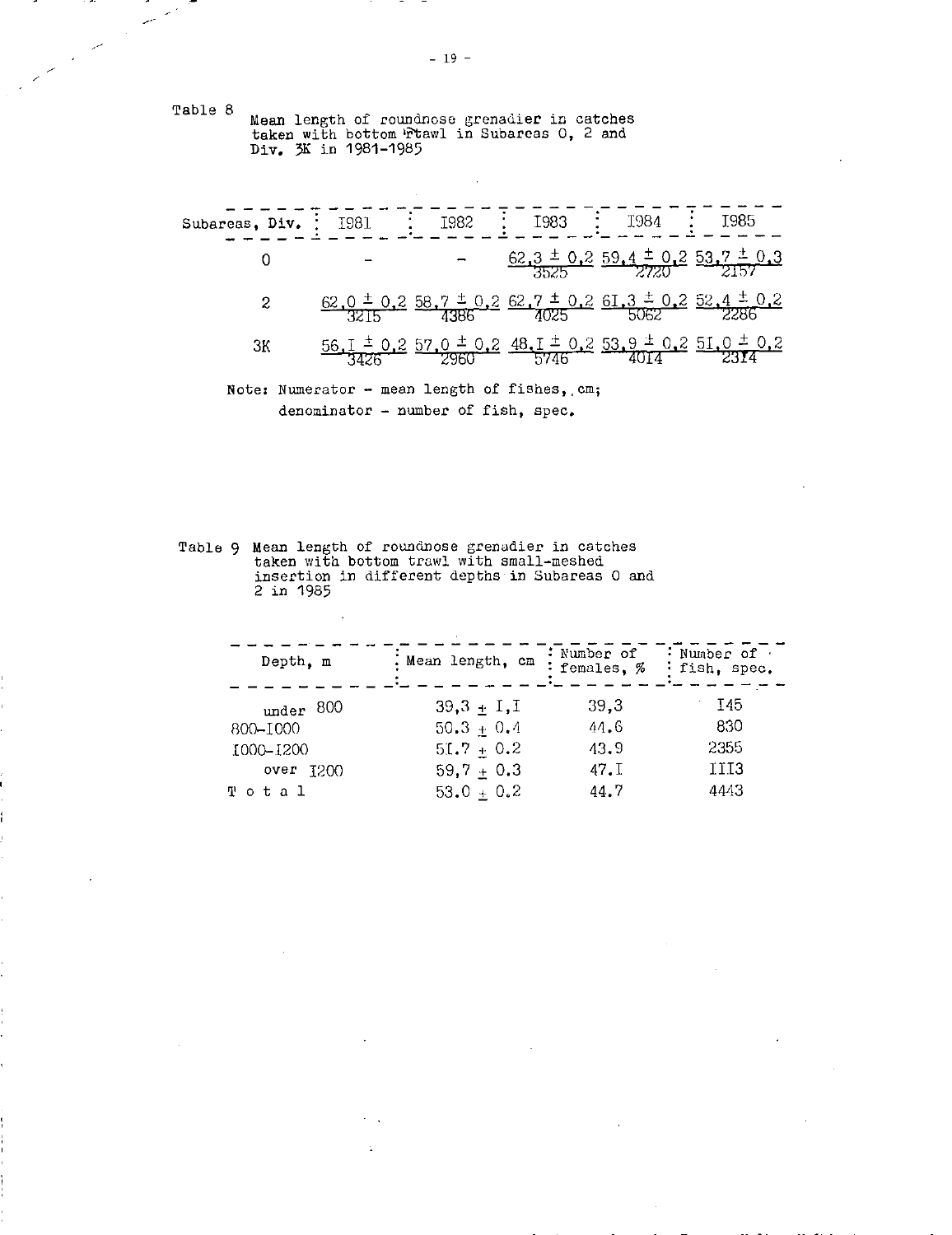Table 8 Mean length of roundnose grenadier in catches taken with bottom trawl in Subareas 0, 2 and Div. 3K in 1981-1985

| Subareas, Div. | 1981 | 1982 | 1983 | 1984 | 1985 |
|---|---|---|---|---|---|
| 0 | - | - | $\frac{62,3 \pm 0,2}{3525}$ | $\frac{59,4 \pm 0,2}{2720}$ | $\frac{53,7 \pm 0,3}{2157}$ |
| 2 | $\frac{62,0 \pm 0,2}{3215}$ | $\frac{58,7 \pm 0,2}{4386}$ | $\frac{62,7 \pm 0,2}{4025}$ | $\frac{61,3 \pm 0,2}{5062}$ | $\frac{52,4 \pm 0,2}{2286}$ |
| 3K | $\frac{56,1 \pm 0,2}{3426}$ | $\frac{57,0 \pm 0,2}{2960}$ | $\frac{48,1 \pm 0,2}{5746}$ | $\frac{53,9 \pm 0,2}{4014}$ | $\frac{51,0 \pm 0,2}{2314}$ |

Note: Numerator - mean length of fishes, cm;
denominator - number of fish, spec.

Table 9 Mean length of roundnose grenadier in catches taken with bottom trawl with small-meshed insertion in different depths in Subareas 0 and 2 in 1985

| Depth, m | Mean length, cm | Number of females, % | Number of fish, spec. |
|---|---|---|---|
| under 800 | 39,3 ± 1,1 | 39,3 | 145 |
| 800-1000 | 50.3 ± 0.4 | 44.6 | 830 |
| 1000-1200 | 51.7 ± 0.2 | 43.9 | 2355 |
| over 1200 | 59,7 ± 0.3 | 47.1 | 1113 |
| Total | 53.0 ± 0.2 | 44.7 | 4443 |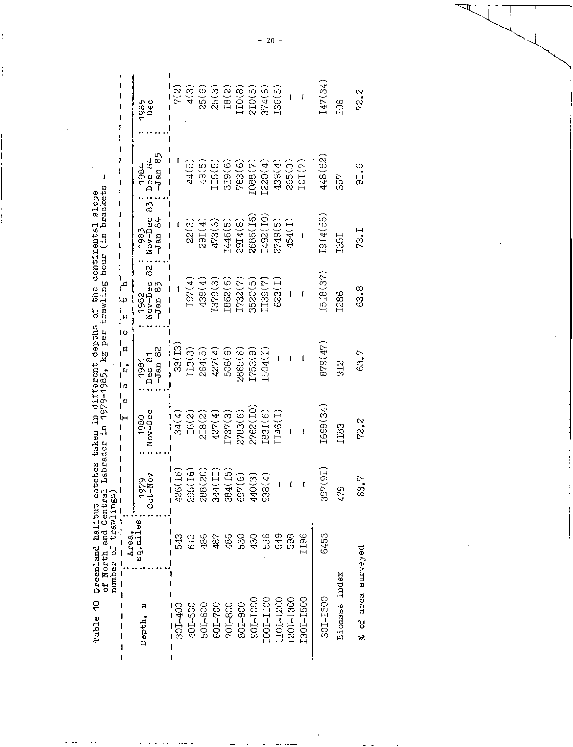Table 10 Greenland halibut catches taken in different depths of the continental slope of North and Central Labrador in 1979-1985, kg per trawling hour (in brackets number of trawlings)

| Depth, m | Area, sq.miles | Year and month | | | | | | |
|---|---|---|---|---|---|---|---|---|
| | | 1979 Oct-Nov | 1980 Nov-Dec | 1981 Dec 81 -Jan 82 | 1982 Nov-Dec 82 -Jan 83 | 1983 Nov-Dec 83 -Jan 84 | 1984 Dec 84 -Jan 85 | 1985 Dec |
| 301-400 | 543 | 426(16) | 34(4) | 33(13) | - | - | - | 7(2) |
| 401-500 | 612 | 295(16) | 16(2) | 113(3) | 197(4) | 22(3) | 44(5) | 4(3) |
| 501-600 | 486 | 288(20) | 218(2) | 264(5) | 439(4) | 291(4) | 49(5) | 25(6) |
| 601-700 | 487 | 344(11) | 427(4) | 427(4) | 1379(3) | 473(3) | 115(5) | 25(3) |
| 701-800 | 486 | 384(15) | 1737(3) | 506(6) | 1862(6) | 1446(5) | 319(6) | 18(2) |
| 801-900 | 530 | 697(6) | 2783(6) | 2865(6) | 1732(7) | 2914(8) | 763(6) | 110(8) |
| 901-1000 | 430 | 440(3) | 2762(10) | 1753(9) | 3520(5) | 2686(16) | 1088(7) | 210(5) |
| 1001-1100 | 536 | 938(4) | 1831(6) | 1504(1) | 1139(7) | 1492(10) | 1220(4) | 374(6) |
| 1101-1200 | 549 | - | 1146(1) | - | 623(1) | 2749(5) | 439(4) | 136(5) |
| 1201-1300 | 598 | - | - | - | - | 454(1) | 265(3) | - |
| 1301-1500 | 1196 | - | - | - | - | - | 101(7) | - |
| 301-1500 | 6453 | 397(91) | 1699(34) | 879(47) | 1518(37) | 1914(55) | 448(52) | 147(34) |
| Biomass index | | 479 | 1183 | 912 | 1286 | 1351 | 357 | 106 |
| % of area surveyed | | 63.7 | 72.2 | 63.7 | 63.8 | 73.1 | 91.6 | 72.2 |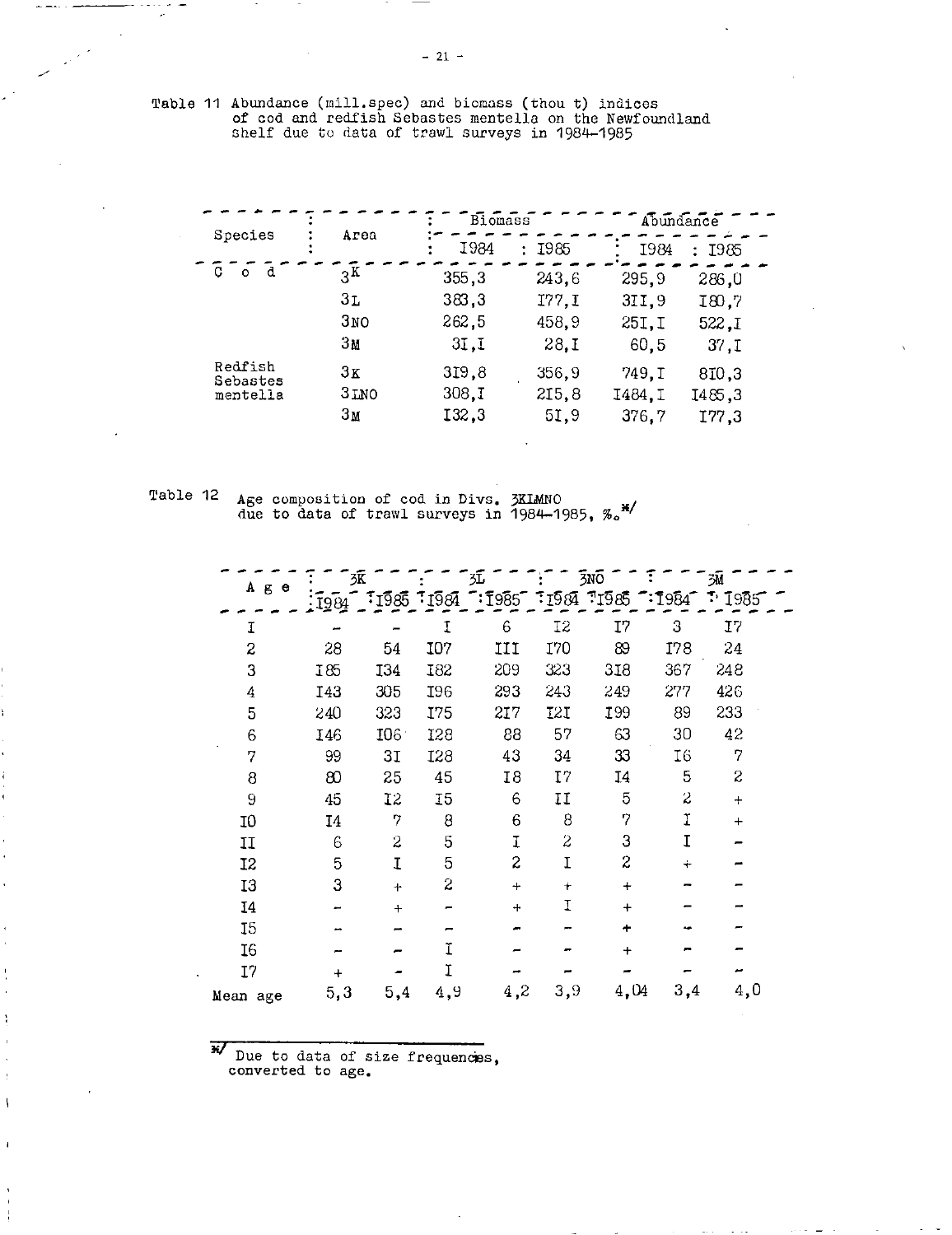Table 11 Abundance (mill.spec) and biomass (thou t) indices of cod and redfish Sebastes mentella on the Newfoundland shelf due to data of trawl surveys in 1984-1985

| Species | Area | Biomass | | Abundance | |
|---|---|---|---|---|---|
| | | 1984 | 1985 | 1984 | 1985 |
| Cod | 3K | 355,3 | 243,6 | 295,9 | 286,0 |
| | 3L | 383,3 | 177,1 | 311,9 | 180,7 |
| | 3NO | 262,5 | 458,9 | 251,1 | 522,1 |
| | 3M | 31,1 | 28,1 | 60,5 | 37,1 |
| Redfish Sebastes mentella | 3K | 319,8 | 356,9 | 749,1 | 810,3 |
| | 3LNO | 308,1 | 215,8 | 1484,1 | 1485,3 |
| | 3M | 132,3 | 51,9 | 376,7 | 177,3 |

Table 12 Age composition of cod in Divs. 3KLMNO due to data of trawl surveys in 1984-1985, ‰ [x]

| Age | 3K | | 3L | | 3NO | | 3M | |
|---|---|---|---|---|---|---|---|---|
| | 1984 | 1985 | 1984 | 1985 | 1984 | 1985 | 1984 | 1985 |
| 1 | - | - | 1 | 6 | 12 | 17 | 3 | 17 |
| 2 | 28 | 54 | 107 | 111 | 170 | 89 | 178 | 24 |
| 3 | 185 | 134 | 182 | 209 | 323 | 318 | 367 | 248 |
| 4 | 143 | 305 | 196 | 293 | 243 | 249 | 277 | 426 |
| 5 | 240 | 323 | 175 | 217 | 121 | 199 | 89 | 233 |
| 6 | 146 | 106 | 128 | 88 | 57 | 63 | 30 | 42 |
| 7 | 99 | 31 | 128 | 43 | 34 | 33 | 16 | 7 |
| 8 | 80 | 25 | 45 | 18 | 17 | 14 | 5 | 2 |
| 9 | 45 | 12 | 15 | 6 | 11 | 5 | 2 | + |
| 10 | 14 | 7 | 8 | 6 | 8 | 7 | 1 | + |
| 11 | 6 | 2 | 5 | 1 | 2 | 3 | 1 | - |
| 12 | 5 | 1 | 5 | 2 | 1 | 2 | + | - |
| 13 | 3 | + | 2 | + | + | + | - | - |
| 14 | - | + | - | + | 1 | + | - | - |
| 15 | - | - | - | - | - | + | - | - |
| 16 | - | - | 1 | - | - | + | - | - |
| 17 | + | - | 1 | - | - | - | - | - |
| Mean age | 5,3 | 5,4 | 4,9 | 4,2 | 3,9 | 4,04 | 3,4 | 4,0 |

[x] Due to data of size frequencies, converted to age.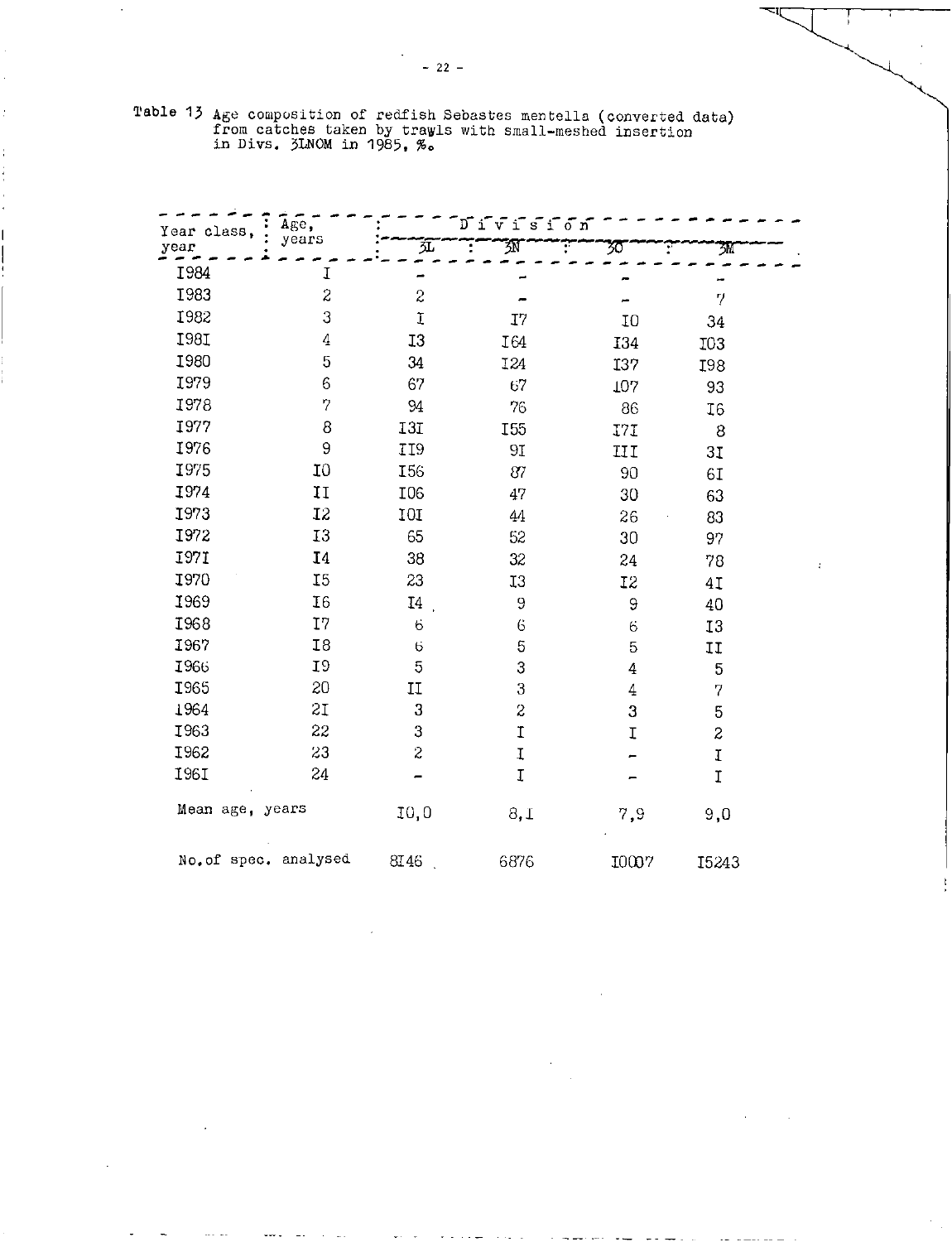Table 13 Age composition of redfish Sebastes mentella (converted data) from catches taken by trawls with small-meshed insertion in Divs. 3LNOM in 1985, ‰.

| Year class, year | Age, years | Division | | | |
|---|---|---|---|---|---|
| | | 3L | 3N | 3O | 3M |
| 1984 | 1 | – | – | – | – |
| 1983 | 2 | 2 | – | – | 7 |
| 1982 | 3 | 1 | 17 | 10 | 34 |
| 1981 | 4 | 13 | 164 | 134 | 103 |
| 1980 | 5 | 34 | 124 | 137 | 198 |
| 1979 | 6 | 67 | 67 | 107 | 93 |
| 1978 | 7 | 94 | 76 | 86 | 16 |
| 1977 | 8 | 131 | 155 | 171 | 8 |
| 1976 | 9 | 119 | 91 | 111 | 31 |
| 1975 | 10 | 156 | 87 | 90 | 61 |
| 1974 | 11 | 106 | 47 | 30 | 63 |
| 1973 | 12 | 101 | 44 | 26 | 83 |
| 1972 | 13 | 65 | 52 | 30 | 97 |
| 1971 | 14 | 38 | 32 | 24 | 78 |
| 1970 | 15 | 23 | 13 | 12 | 41 |
| 1969 | 16 | 14 | 9 | 9 | 40 |
| 1968 | 17 | 6 | 6 | 6 | 13 |
| 1967 | 18 | 6 | 5 | 5 | 11 |
| 1966 | 19 | 5 | 3 | 4 | 5 |
| 1965 | 20 | 11 | 3 | 4 | 7 |
| 1964 | 21 | 3 | 2 | 3 | 5 |
| 1963 | 22 | 3 | 1 | 1 | 2 |
| 1962 | 23 | 2 | 1 | – | 1 |
| 1961 | 24 | – | 1 | – | 1 |
| Mean age, years | | 10,0 | 8,1 | 7,9 | 9,0 |
| No. of spec. analysed | | 8146 | 6876 | 10007 | 15243 |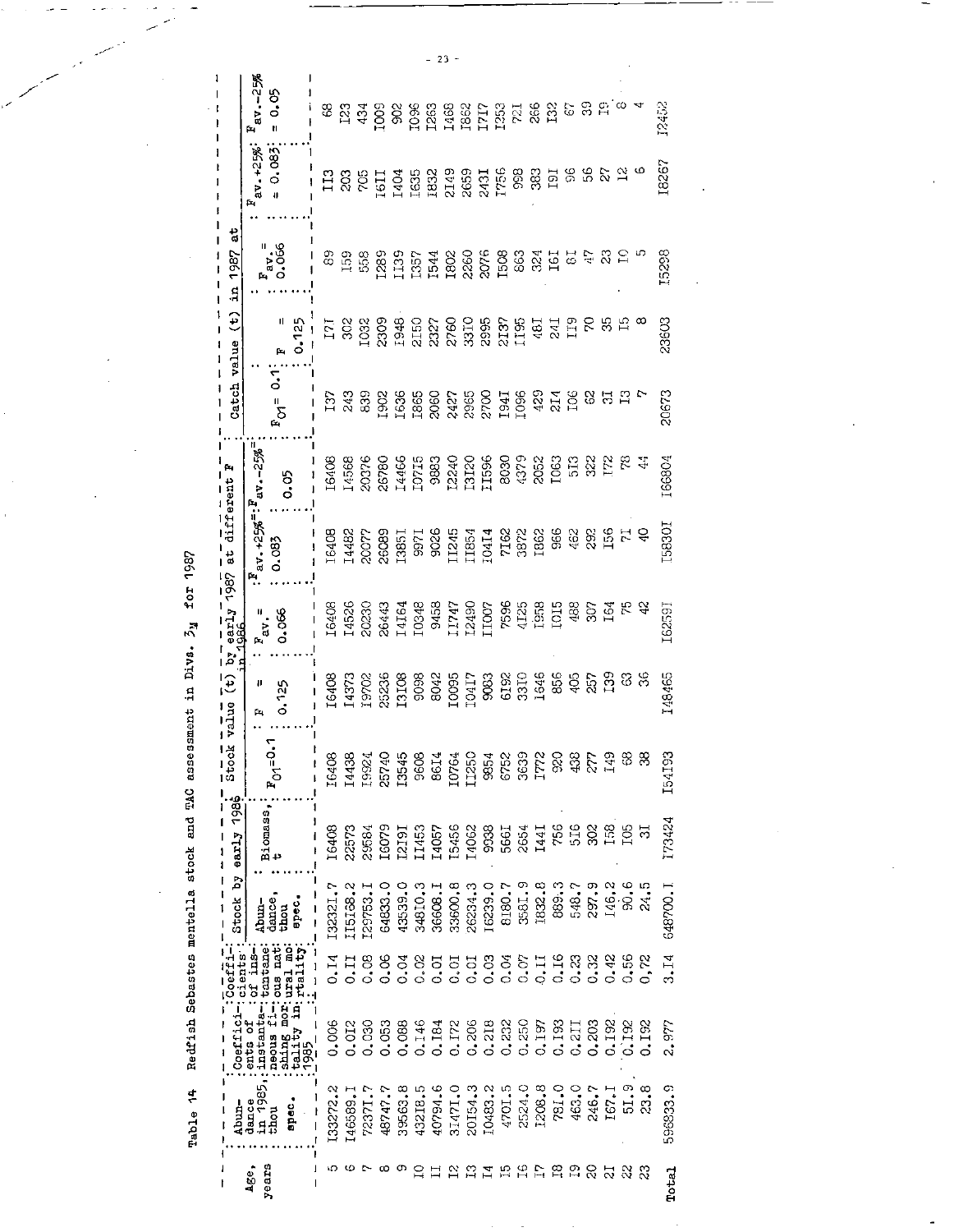Table 14 Redfish Sebastes mentella stock and TAC assessment in Divs. 3y for 1987

| Age, years | Abundance in 1985, thou spec. | Coefficients of instantaneous fishing mortality in 1985 | Coefficients of instantaneous natural mortality | Stock by early 1986 | | Stock value (t) by early 1987 at different F in 1986 | | | | Catch value (t) in 1987 at | | | | |
|---|---|---|---|---|---|---|---|---|---|---|---|---|---|---|
| | | | | Abundance, thou spec. | Biomass, t | $F_{01}$=0.1 | F = 0.125 | $F_{av.}$ = 0.066 | $F_{av.+25\%}$ = 0.083 | $F_{av.-25\%}$ = 0.05 | $F_{01}$ = 0.1 | F = 0.125 | $F_{av.}$ = 0.066 | $F_{av.+25\%}$ = 0.083 | $F_{av.-25\%}$ = 0.05 |
| 5 | 133272.2 | 0.006 | 0.14 | 132321.7 | 16408 | 16408 | 16408 | 16408 | 16408 | 16408 | 137 | 171 | 89 | 113 | 68 |
| 6 | 146589.1 | 0.012 | 0.11 | 115168.2 | 22573 | 14438 | 14373 | 14526 | 14482 | 14568 | 243 | 302 | 159 | 203 | 123 |
| 7 | 72371.7 | 0.030 | 0.08 | 129753.1 | 29584 | 19924 | 19702 | 20230 | 20077 | 20376 | 839 | 1032 | 558 | 705 | 434 |
| 8 | 48747.7 | 0.053 | 0.06 | 64833.0 | 16079 | 25740 | 25236 | 26443 | 26089 | 26780 | 1902 | 2309 | 1289 | 1611 | 1009 |
| 9 | 39563.8 | 0.088 | 0.04 | 43539.0 | 12191 | 13545 | 13108 | 14164 | 13851 | 14466 | 1636 | 1948 | 1139 | 1404 | 902 |
| 10 | 43218.5 | 0.146 | 0.02 | 34810.3 | 11453 | 9608 | 9098 | 10348 | 9971 | 10715 | 1865 | 2150 | 1357 | 1635 | 1096 |
| 11 | 40794.6 | 0.184 | 0.01 | 36608.1 | 14057 | 8614 | 8042 | 9458 | 9026 | 9883 | 2060 | 2327 | 1544 | 1832 | 1263 |
| 12 | 31471.0 | 0.172 | 0.01 | 33600.8 | 15456 | 10764 | 10095 | 11747 | 11245 | 12240 | 2427 | 2760 | 1802 | 2149 | 1468 |
| 13 | 20154.3 | 0.206 | 0.01 | 26234.3 | 14062 | 11250 | 10417 | 12490 | 11854 | 13120 | 2965 | 3310 | 2260 | 2659 | 1862 |
| 14 | 10483.2 | 0.218 | 0.03 | 16239.0 | 9938 | 9854 | 9083 | 11007 | 10414 | 11596 | 2700 | 2995 | 2076 | 2431 | 1717 |
| 15 | 4701.5 | 0.232 | 0.04 | 8180.7 | 5661 | 6752 | 6192 | 7596 | 7162 | 8030 | 1941 | 2137 | 1508 | 1756 | 1253 |
| 16 | 2524.0 | 0.250 | 0.07 | 3581.9 | 2654 | 3639 | 3310 | 4125 | 3872 | 4379 | 1096 | 1195 | 863 | 998 | 721 |
| 17 | 1208.8 | 0.197 | 0.11 | 1832.8 | 1441 | 1772 | 1646 | 1958 | 1862 | 2052 | 429 | 481 | 324 | 383 | 266 |
| 18 | 781.0 | 0.193 | 0.16 | 889.3 | 756 | 920 | 856 | 1015 | 966 | 1063 | 214 | 241 | 161 | 191 | 132 |
| 19 | 463.0 | 0.211 | 0.23 | 548.7 | 516 | 438 | 405 | 488 | 462 | 513 | 106 | 119 | 81 | 96 | 67 |
| 20 | 246.7 | 0.203 | 0.32 | 297.9 | 302 | 277 | 257 | 307 | 292 | 322 | 62 | 70 | 47 | 56 | 39 |
| 21 | 167.1 | 0.192 | 0.42 | 146.2 | 158 | 149 | 139 | 164 | 156 | 172 | 31 | 35 | 23 | 27 | 19 |
| 22 | 51.9 | 0.192 | 0.56 | 90.6 | 105 | 68 | 63 | 75 | 71 | 78 | 13 | 15 | 10 | 12 | 8 |
| 23 | 23.8 | 0.192 | 0,72 | 24.5 | 31 | 38 | 36 | 42 | 40 | 44 | 7 | 8 | 5 | 6 | 4 |
| Total | 596833.9 | 2.977 | 3.14 | 648700.1 | 173424 | 154193 | 148465 | 162591 | 158301 | 166804 | 20673 | 23603 | 15298 | 18267 | 12452 |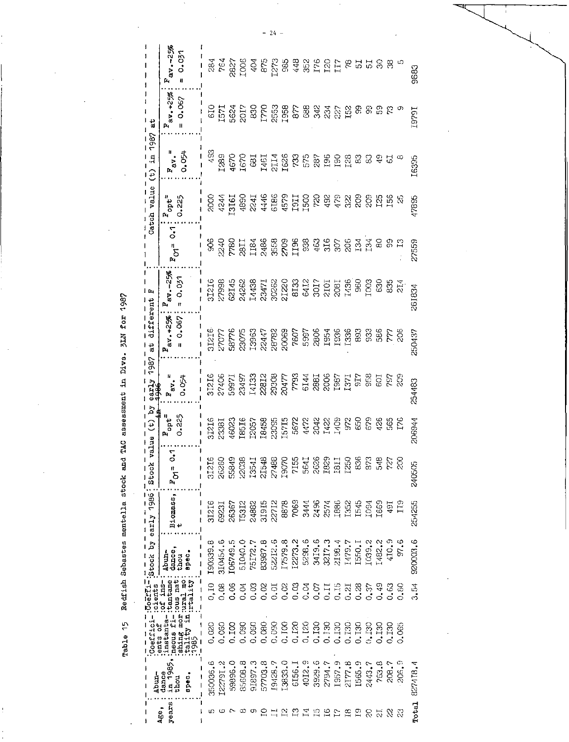Table 15 Redfish Sebastes mentella stock and TAC assessment in Divs. 3LN for 1987

| Age, years | Abundance in 1985, thou spec. | Coefficients of instantaneous fishing mortality in 1985 | Coefficients of instantaneous natural mortality | Stock by early 1986: Abundance, thou spec. | Stock by early 1986: Biomass, t | Stock value (t) by early 1987 at different F: $F_{01}$ = 0.1 | $F_{opt}$ = 0.225 | $F_{av.}$ = 0.054 | $F_{av.+25\%}$ = 0.067 | $F_{av.-25\%}$ = 0.031 | Catch value (t) in 1987 at: $F_{01}$ = 0.1 | $F_{opt}$ = 0.225 | $F_{av.}$ = 0.054 | $F_{av.+25\%}$ = 0.067 | $F_{av.-25\%}$ = 0.031 |
|---|---|---|---|---|---|---|---|---|---|---|---|---|---|---|---|
| 5 | 350036.6 | 0.020 | 0.10 | 190839.8 | 31216 | 31216 | 31216 | 31216 | 31216 | 31216 | 906 | 2000 | 493 | 610 | 284 |
| 6 | 122791.2 | 0.060 | 0.08 | 310454.6 | 69231 | 26260 | 23381 | 27406 | 27077 | 27998 | 2240 | 4244 | 1289 | 1571 | 764 |
| 7 | 59896.0 | 0.100 | 0.06 | 106749.5 | 26367 | 55849 | 46023 | 59971 | 58776 | 62145 | 7780 | 13161 | 4670 | 5624 | 2827 |
| 8 | 85608.8 | 0.090 | 0.04 | 51040.0 | 15312 | 22038 | 18516 | 23497 | 23075 | 24262 | 2811 | 4890 | 1670 | 2017 | 1006 |
| 9 | 91897.3 | 0.060 | 0.03 | 75172.7 | 24882 | 13541 | 12057 | 14133 | 19963 | 14438 | 1184 | 2241 | 681 | 830 | 404 |
| 10 | 57703.8 | 0.080 | 0.02 | 83987.8 | 31915 | 21548 | 18458 | 22812 | 22447 | 23471 | 2486 | 4446 | 1461 | 1770 | 875 |
| 11 | 19428.7 | 0.090 | 0.01 | 52212.6 | 22712 | 27488 | 23095 | 29308 | 28782 | 30262 | 3558 | 6186 | 2114 | 2553 | 1273 |
| 12 | 13833.0 | 0.100 | 0.02 | 17579.8 | 8878 | 19070 | 15715 | 20477 | 20069 | 21220 | 2709 | 4579 | 1626 | 1958 | 965 |
| 13 | 6156.1 | 0.120 | 0.03 | 12273.2 | 7069 | 7155 | 5672 | 7793 | 7607 | 8133 | 1196 | 1911 | 733 | 877 | 448 |
| 14 | 4012.9 | 0.120 | 0.04 | 5238.6 | 3444 | 5641 | 4472 | 6144 | 5997 | 6412 | 938 | 1500 | 575 | 688 | 352 |
| 15 | 3929.6 | 0.130 | 0.07 | 3419.6 | 2496 | 2626 | 2042 | 2881 | 2806 | 3017 | 463 | 720 | 287 | 342 | 176 |
| 16 | 2794.7 | 0.130 | 0.11 | 3217.3 | 2574 | 1829 | 1422 | 2006 | 1954 | 2101 | 316 | 492 | 196 | 234 | 120 |
| 17 | 1957.9 | 0.130 | 0.15 | 2198.4 | 1886 | 1811 | 1409 | 1987 | 1936 | 2081 | 307 | 479 | 190 | 227 | 117 |
| 18 | 2177.8 | 0.130 | 0.21 | 1479.7 | 1352 | 1250 | 972 | 1371 | 1336 | 1436 | 206 | 322 | 128 | 152 | 78 |
| 19 | 1565.9 | 0.130 | 0.28 | 1550.1 | 1545 | 836 | 650 | 917 | 893 | 960 | 134 | 209 | 83 | 99 | 51 |
| 20 | 2443.7 | 0.130 | 0.37 | 1039.2 | 1094 | 873 | 679 | 958 | 933 | 1003 | 134 | 209 | 83 | 99 | 51 |
| 21 | 763.8 | 0.130 | 0.49 | 1482.2 | 1669 | 548 | 426 | 601 | 586 | 630 | 80 | 125 | 49 | 59 | 30 |
| 22 | 208.7 | 0.130 | 0.63 | 410.9 | 491 | 727 | 565 | 797 | 777 | 835 | 99 | 156 | 61 | 73 | 38 |
| 23 | 206.9 | 0.065 | 0.80 | 97.6 | 119 | 200 | 176 | 209 | 206 | 214 | 13 | 25 | 8 | 9 | 5 |
| Total | 827418.4 | | 3.54 | 920003.6 | 254255 | 240505 | 206944 | 254483 | 250437 | 261834 | 27559 | 47895 | 16395 | 19791 | 9683 |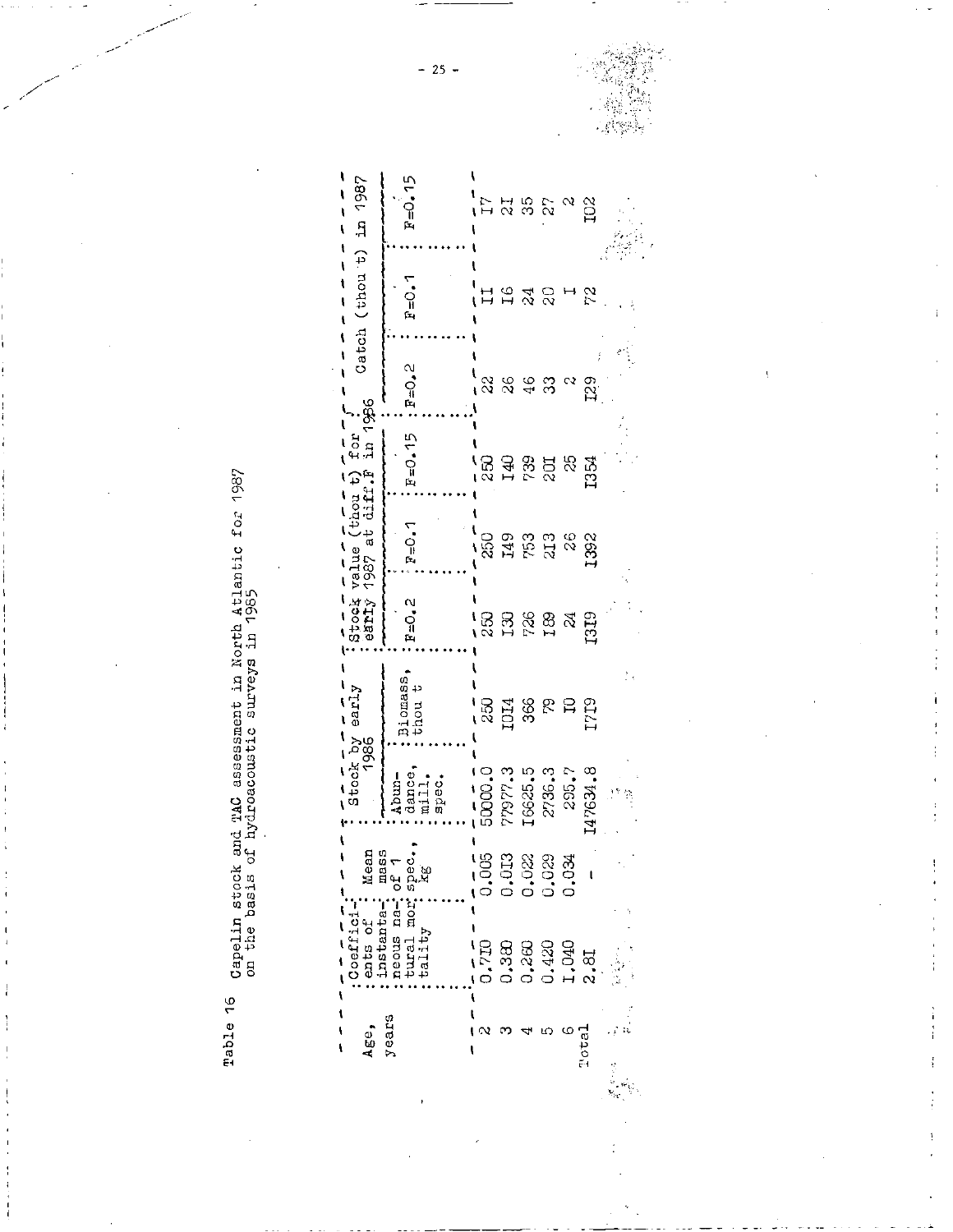Table 16 Capelin stock and TAC assessment in North Atlantic for 1987 on the basis of hydroacoustic surveys in 1985

| Age, years | Coefficients of instantaneous natural mortality | Mean mass of 1 spec., kg | Stock by early 1986 | | Stock value (thou t) for early 1987 at diff.F in 1986 | | | Catch (thou t) in 1987 | | |
|---|---|---|---|---|---|---|---|---|---|---|
| | | | Abundance, mill. spec. | Biomass, thou t | F=0.2 | F=0.1 | F=0.15 | F=0.2 | F=0.1 | F=0.15 |
| 2 | 0.710 | 0.005 | 50000.0 | 250 | 250 | 250 | 250 | 22 | 11 | 17 |
| 3 | 0.380 | 0.013 | 77977.3 | 1014 | 130 | 149 | 140 | 26 | 16 | 21 |
| 4 | 0.260 | 0.022 | 16625.5 | 366 | 726 | 753 | 739 | 46 | 24 | 35 |
| 5 | 0.420 | 0.029 | 2736.3 | 79 | 189 | 213 | 201 | 33 | 20 | 27 |
| 6 | 1.040 | 0.034 | 295.7 | 10 | 24 | 26 | 25 | 2 | 1 | 2 |
| Total | 2.81 | - | 147634.8 | 1719 | 1319 | 1392 | 1354 | 129 | 72 | 102 |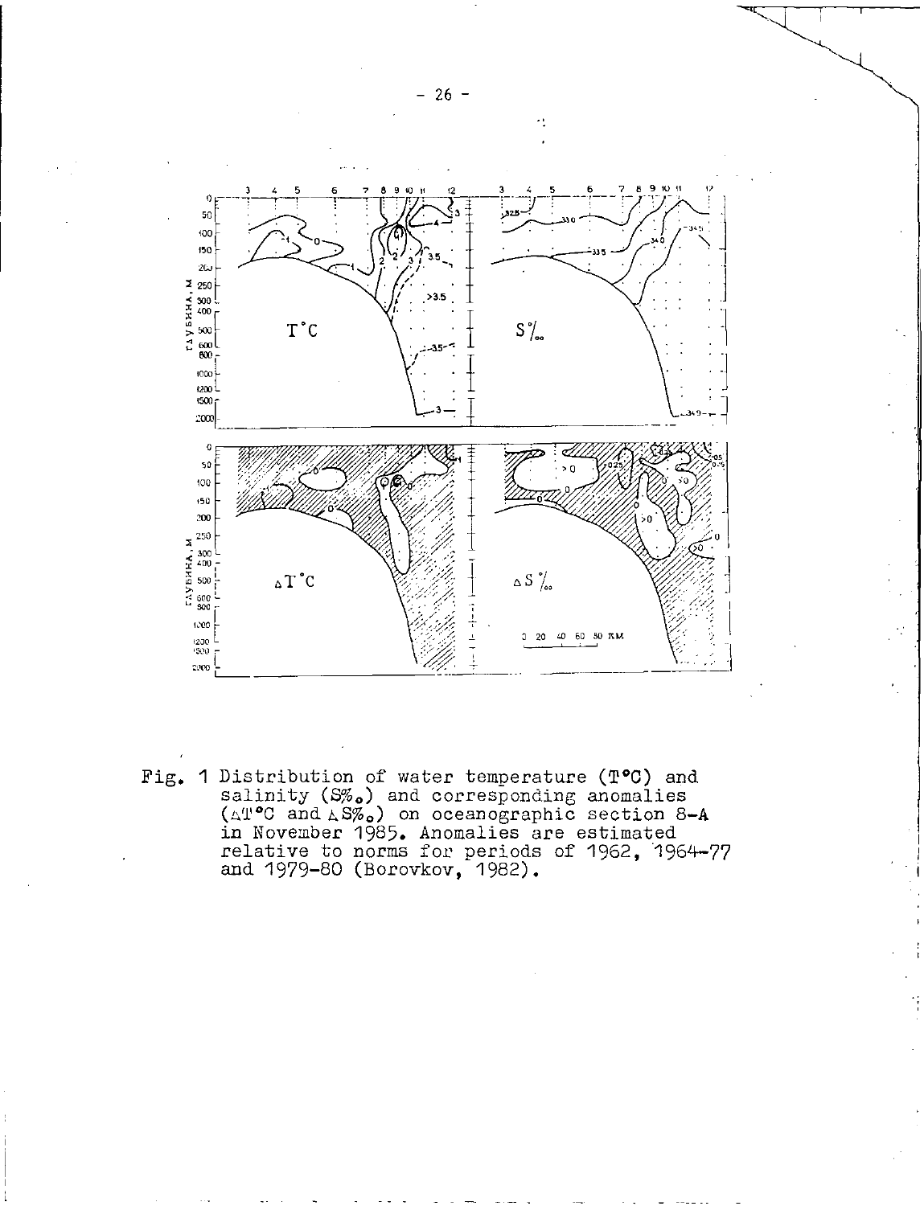Fig. 1 Distribution of water temperature (T°C) and salinity (S‰) and corresponding anomalies (ΔT°C and ΔS‰) on oceanographic section 8-A in November 1985. Anomalies are estimated relative to norms for periods of 1962, 1964-77 and 1979-80 (Borovkov, 1982).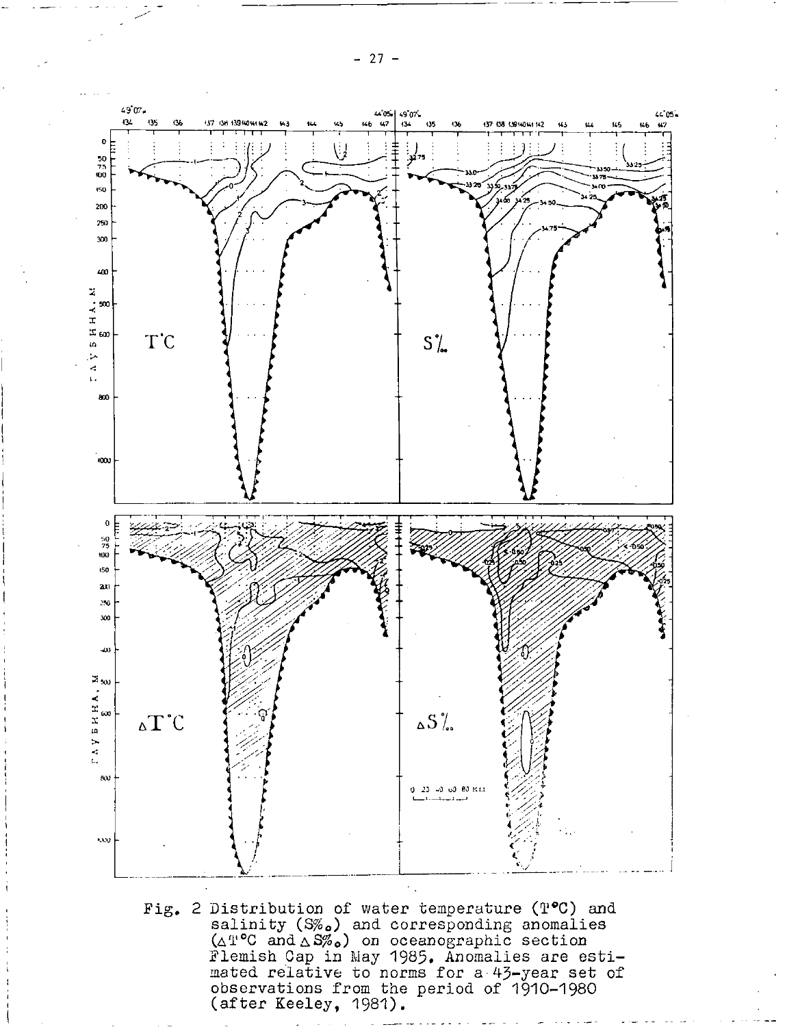Fig. 2 Distribution of water temperature (T°C) and salinity (S‰) and corresponding anomalies (ΔT°C and ΔS‰) on oceanographic section Flemish Cap in May 1985. Anomalies are estimated relative to norms for a 43-year set of observations from the period of 1910–1980 (after Keeley, 1981).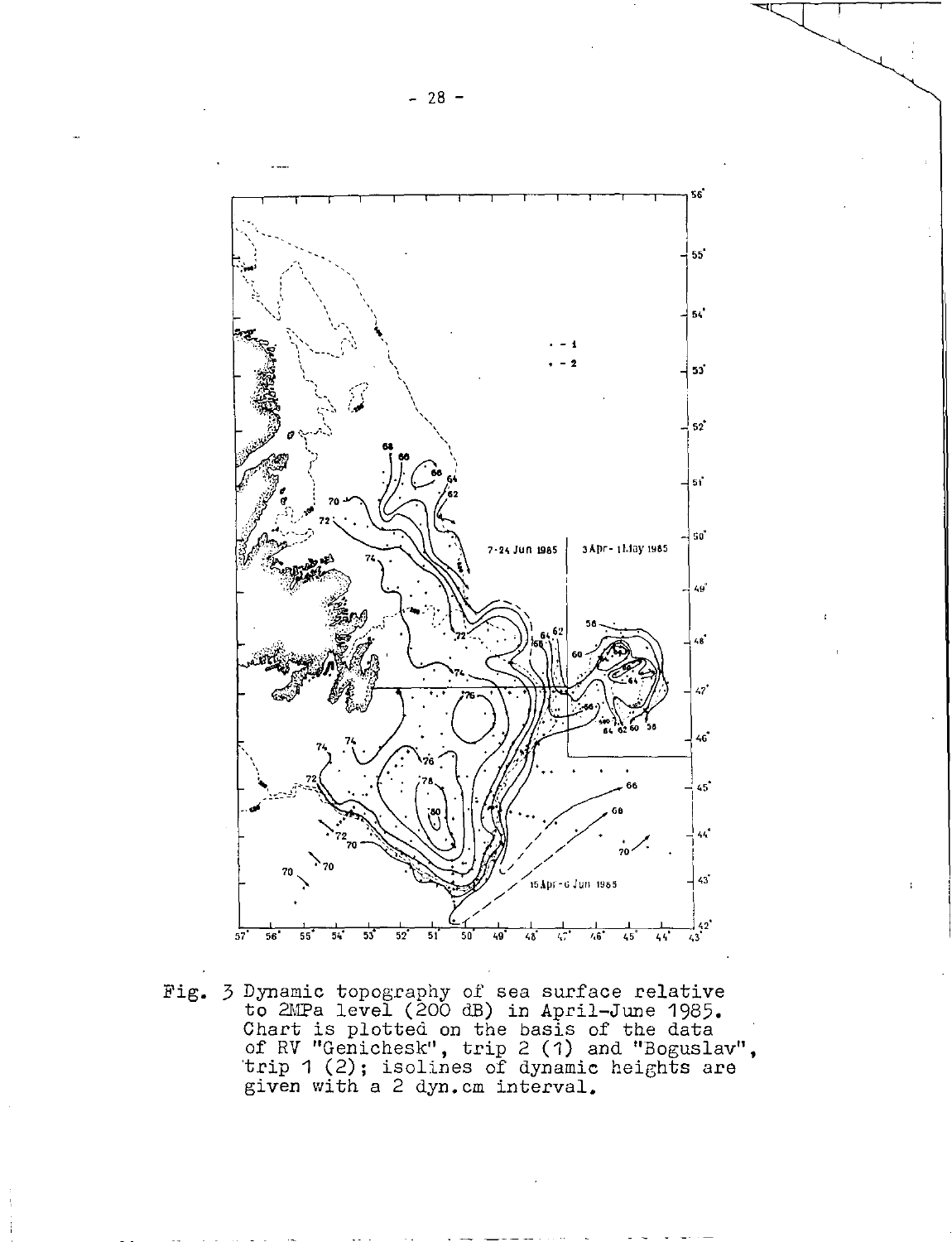Fig. 3 Dynamic topography of sea surface relative to 2MPa level (200 dB) in April-June 1985. Chart is plotted on the basis of the data of RV "Genichesk", trip 2 (1) and "Boguslav", trip 1 (2); isolines of dynamic heights are given with a 2 dyn.cm interval.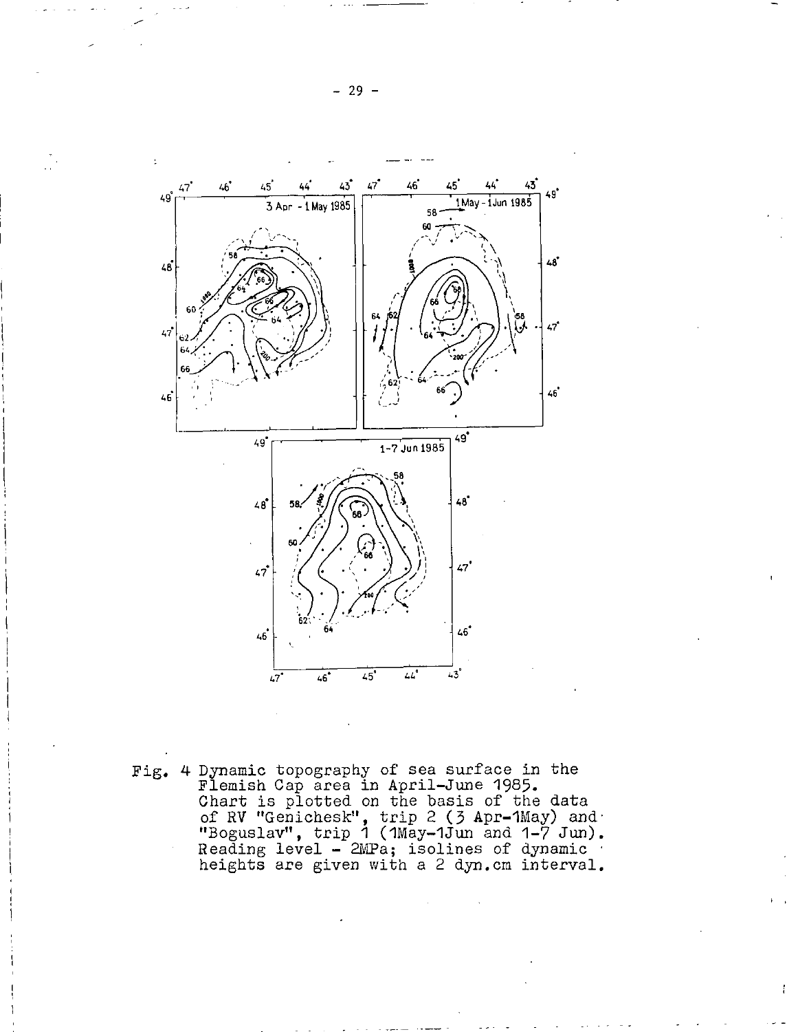Fig. 4 Dynamic topography of sea surface in the Flemish Cap area in April-June 1985. Chart is plotted on the basis of the data of RV "Genichesk", trip 2 (3 Apr-1May) and "Boguslav", trip 1 (1May-1Jun and 1-7 Jun). Reading level - 2MPa; isolines of dynamic heights are given with a 2 dyn.cm interval.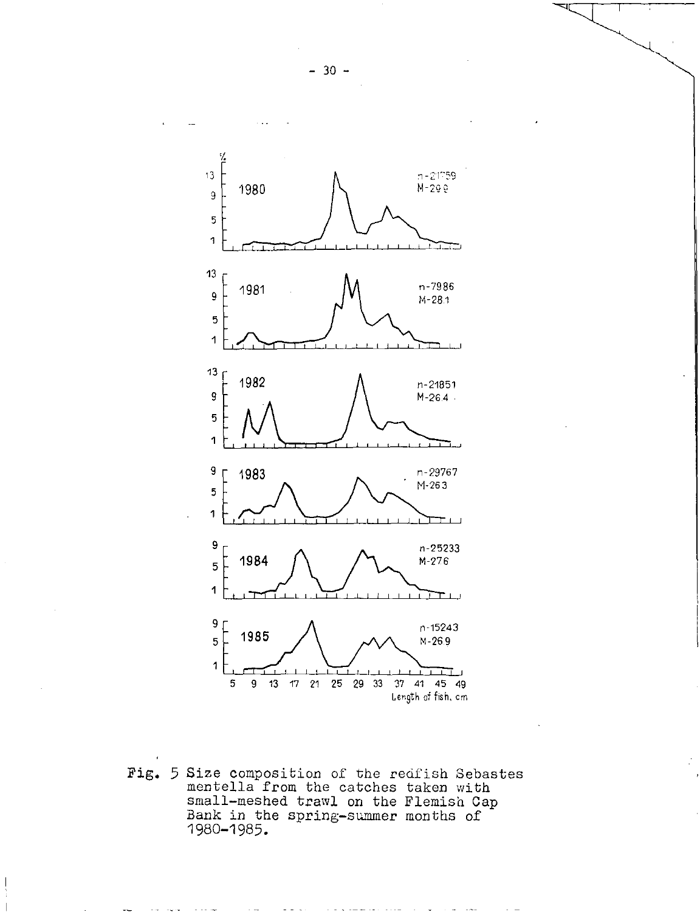Fig. 5 Size composition of the redfish Sebastes mentella from the catches taken with small-meshed trawl on the Flemish Cap Bank in the spring-summer months of 1980–1985.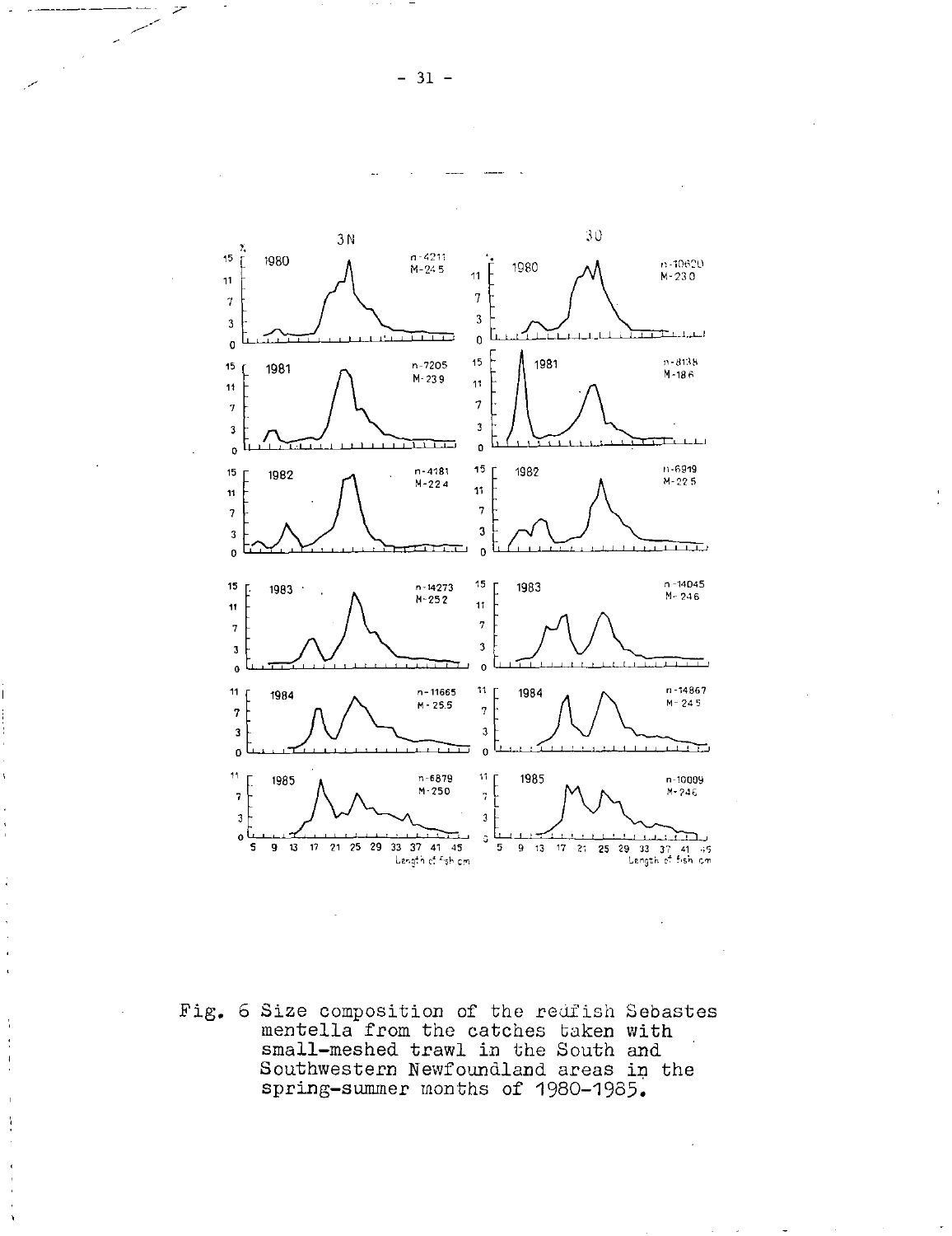Fig. 6 Size composition of the redfish Sebastes mentella from the catches taken with small-meshed trawl in the South and Southwestern Newfoundland areas in the spring-summer months of 1980-1985.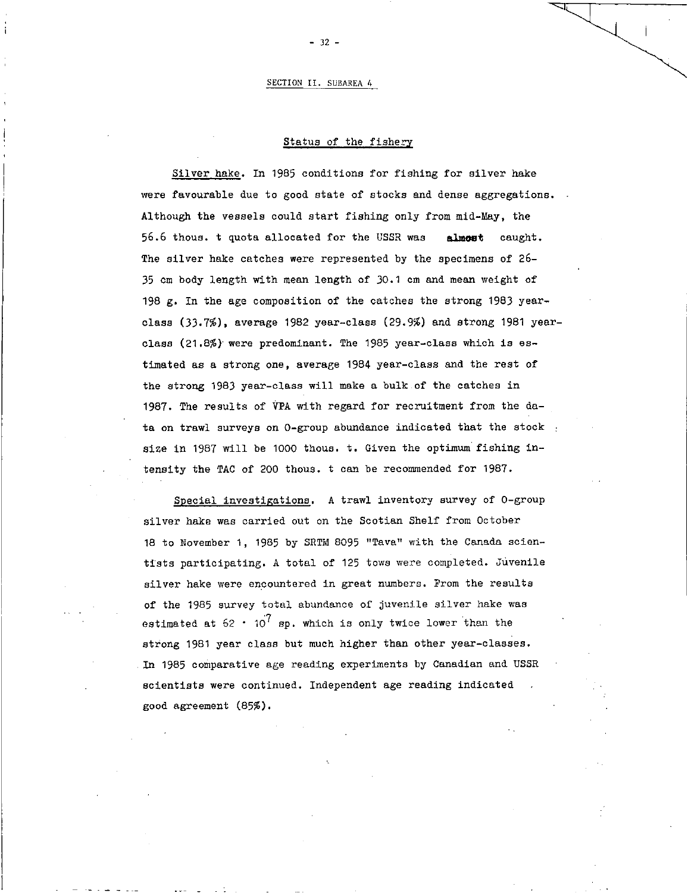SECTION II. SUBAREA 4

## Status of the fishery

Silver hake. In 1985 conditions for fishing for silver hake were favourable due to good state of stocks and dense aggregations. Although the vessels could start fishing only from mid-May, the 56.6 thous. t quota allocated for the USSR was **almost** caught. The silver hake catches were represented by the specimens of 26-35 cm body length with mean length of 30.1 cm and mean weight of 198 g. In the age composition of the catches the strong 1983 year-class (33.7%), average 1982 year-class (29.9%) and strong 1981 year-class (21.8%) were predominant. The 1985 year-class which is estimated as a strong one, average 1984 year-class and the rest of the strong 1983 year-class will make a bulk of the catches in 1987. The results of VPA with regard for recruitment from the data on trawl surveys on 0-group abundance indicated that the stock size in 1987 will be 1000 thous. t. Given the optimum fishing intensity the TAC of 200 thous. t can be recommended for 1987.

Special investigations. A trawl inventory survey of 0-group silver hake was carried out on the Scotian Shelf from October 18 to November 1, 1985 by SRTM 8095 "Tava" with the Canada scientists participating. A total of 125 tows were completed. Juvenile silver hake were encountered in great numbers. From the results of the 1985 survey total abundance of juvenile silver hake was estimated at $62 \cdot 10^7$ sp. which is only twice lower than the strong 1981 year class but much higher than other year-classes. In 1985 comparative age reading experiments by Canadian and USSR scientists were continued. Independent age reading indicated good agreement (85%).